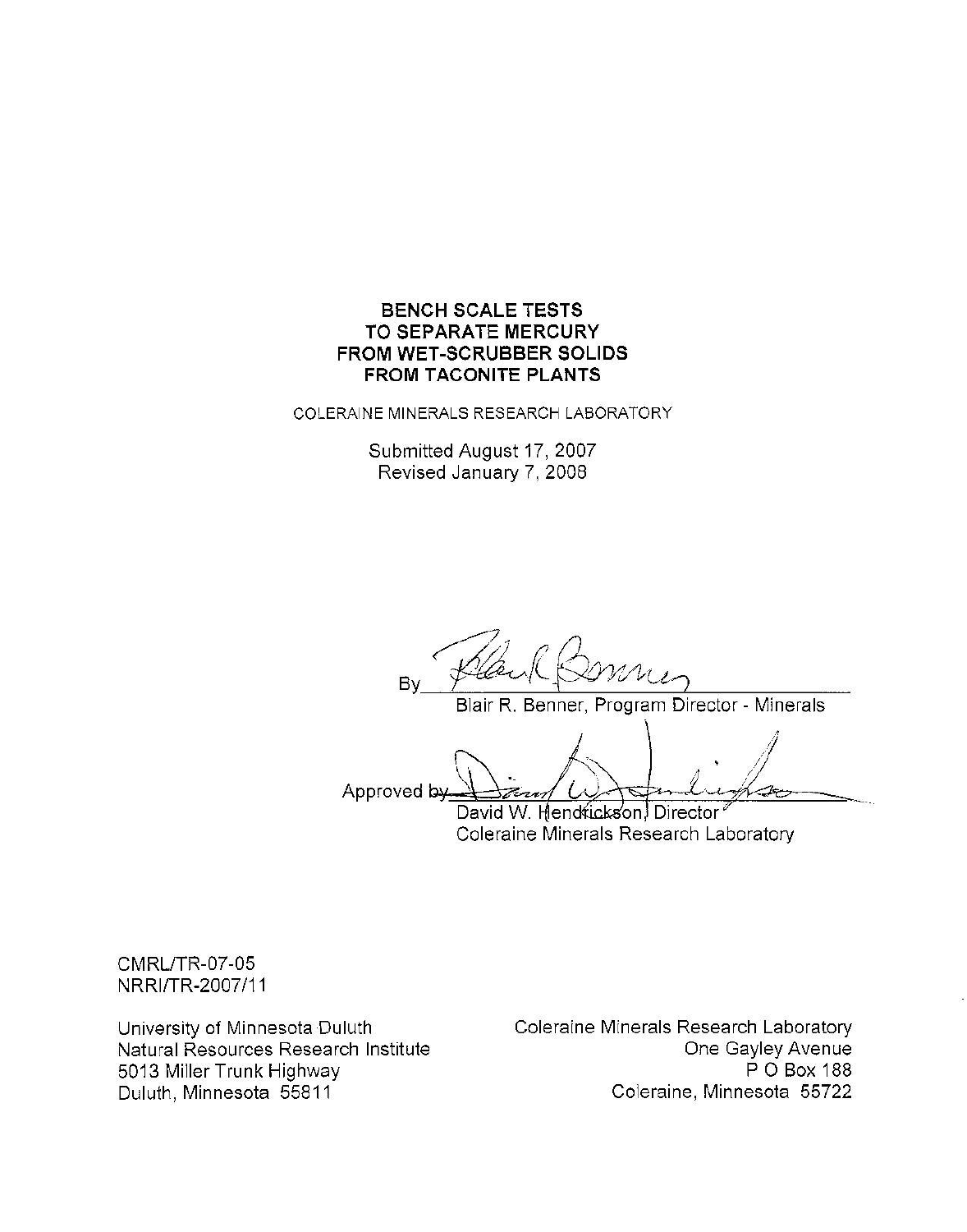# BENCH SCALE TESTS TO SEPARATE MERCURY FROM WET-SCRUBBER SOLIDS FROM TACONITE PLANTS

COLERAINE MINERALS RESEARCH LABORATORY

Submitted August 17, 2007
Revised January 7, 2008

By ____________________
Blair R. Benner, Program Director - Minerals

Approved by ____________________
David W. Hendrickson, Director
Coleraine Minerals Research Laboratory

CMRL/TR-07-05
NRRI/TR-2007/11

University of Minnesota Duluth
Natural Resources Research Institute
5013 Miller Trunk Highway
Duluth, Minnesota 55811

Coleraine Minerals Research Laboratory
One Gayley Avenue
P O Box 188
Coleraine, Minnesota 55722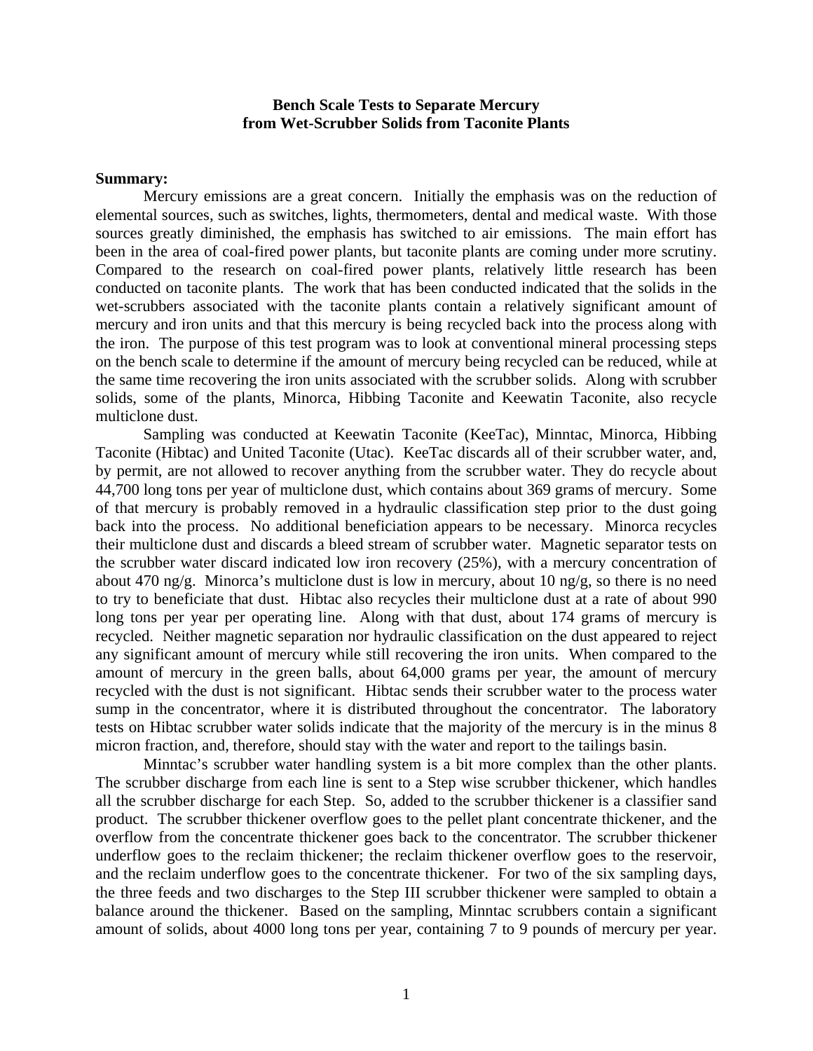**Bench Scale Tests to Separate Mercury from Wet-Scrubber Solids from Taconite Plants**

**Summary:**

Mercury emissions are a great concern. Initially the emphasis was on the reduction of elemental sources, such as switches, lights, thermometers, dental and medical waste. With those sources greatly diminished, the emphasis has switched to air emissions. The main effort has been in the area of coal-fired power plants, but taconite plants are coming under more scrutiny. Compared to the research on coal-fired power plants, relatively little research has been conducted on taconite plants. The work that has been conducted indicated that the solids in the wet-scrubbers associated with the taconite plants contain a relatively significant amount of mercury and iron units and that this mercury is being recycled back into the process along with the iron. The purpose of this test program was to look at conventional mineral processing steps on the bench scale to determine if the amount of mercury being recycled can be reduced, while at the same time recovering the iron units associated with the scrubber solids. Along with scrubber solids, some of the plants, Minorca, Hibbing Taconite and Keewatin Taconite, also recycle multiclone dust.

Sampling was conducted at Keewatin Taconite (KeeTac), Minntac, Minorca, Hibbing Taconite (Hibtac) and United Taconite (Utac). KeeTac discards all of their scrubber water, and, by permit, are not allowed to recover anything from the scrubber water. They do recycle about 44,700 long tons per year of multiclone dust, which contains about 369 grams of mercury. Some of that mercury is probably removed in a hydraulic classification step prior to the dust going back into the process. No additional beneficiation appears to be necessary. Minorca recycles their multiclone dust and discards a bleed stream of scrubber water. Magnetic separator tests on the scrubber water discard indicated low iron recovery (25%), with a mercury concentration of about 470 ng/g. Minorca's multiclone dust is low in mercury, about 10 ng/g, so there is no need to try to beneficiate that dust. Hibtac also recycles their multiclone dust at a rate of about 990 long tons per year per operating line. Along with that dust, about 174 grams of mercury is recycled. Neither magnetic separation nor hydraulic classification on the dust appeared to reject any significant amount of mercury while still recovering the iron units. When compared to the amount of mercury in the green balls, about 64,000 grams per year, the amount of mercury recycled with the dust is not significant. Hibtac sends their scrubber water to the process water sump in the concentrator, where it is distributed throughout the concentrator. The laboratory tests on Hibtac scrubber water solids indicate that the majority of the mercury is in the minus 8 micron fraction, and, therefore, should stay with the water and report to the tailings basin.

Minntac's scrubber water handling system is a bit more complex than the other plants. The scrubber discharge from each line is sent to a Step wise scrubber thickener, which handles all the scrubber discharge for each Step. So, added to the scrubber thickener is a classifier sand product. The scrubber thickener overflow goes to the pellet plant concentrate thickener, and the overflow from the concentrate thickener goes back to the concentrator. The scrubber thickener underflow goes to the reclaim thickener; the reclaim thickener overflow goes to the reservoir, and the reclaim underflow goes to the concentrate thickener. For two of the six sampling days, the three feeds and two discharges to the Step III scrubber thickener were sampled to obtain a balance around the thickener. Based on the sampling, Minntac scrubbers contain a significant amount of solids, about 4000 long tons per year, containing 7 to 9 pounds of mercury per year.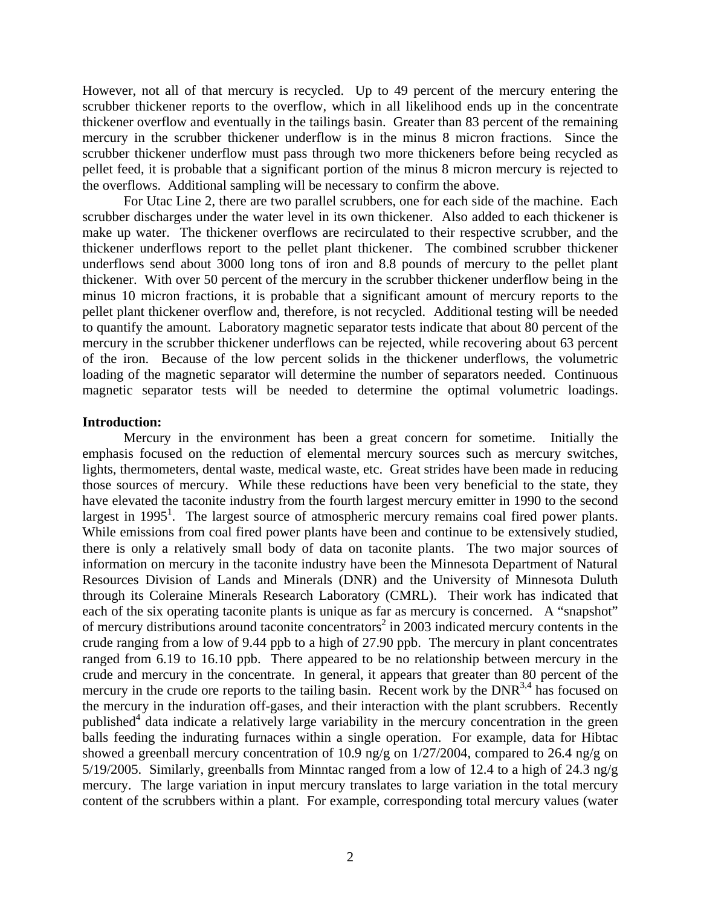However, not all of that mercury is recycled. Up to 49 percent of the mercury entering the scrubber thickener reports to the overflow, which in all likelihood ends up in the concentrate thickener overflow and eventually in the tailings basin. Greater than 83 percent of the remaining mercury in the scrubber thickener underflow is in the minus 8 micron fractions. Since the scrubber thickener underflow must pass through two more thickeners before being recycled as pellet feed, it is probable that a significant portion of the minus 8 micron mercury is rejected to the overflows. Additional sampling will be necessary to confirm the above.

For Utac Line 2, there are two parallel scrubbers, one for each side of the machine. Each scrubber discharges under the water level in its own thickener. Also added to each thickener is make up water. The thickener overflows are recirculated to their respective scrubber, and the thickener underflows report to the pellet plant thickener. The combined scrubber thickener underflows send about 3000 long tons of iron and 8.8 pounds of mercury to the pellet plant thickener. With over 50 percent of the mercury in the scrubber thickener underflow being in the minus 10 micron fractions, it is probable that a significant amount of mercury reports to the pellet plant thickener overflow and, therefore, is not recycled. Additional testing will be needed to quantify the amount. Laboratory magnetic separator tests indicate that about 80 percent of the mercury in the scrubber thickener underflows can be rejected, while recovering about 63 percent of the iron. Because of the low percent solids in the thickener underflows, the volumetric loading of the magnetic separator will determine the number of separators needed. Continuous magnetic separator tests will be needed to determine the optimal volumetric loadings.

**Introduction:**

Mercury in the environment has been a great concern for sometime. Initially the emphasis focused on the reduction of elemental mercury sources such as mercury switches, lights, thermometers, dental waste, medical waste, etc. Great strides have been made in reducing those sources of mercury. While these reductions have been very beneficial to the state, they have elevated the taconite industry from the fourth largest mercury emitter in 1990 to the second largest in 1995[1]. The largest source of atmospheric mercury remains coal fired power plants. While emissions from coal fired power plants have been and continue to be extensively studied, there is only a relatively small body of data on taconite plants. The two major sources of information on mercury in the taconite industry have been the Minnesota Department of Natural Resources Division of Lands and Minerals (DNR) and the University of Minnesota Duluth through its Coleraine Minerals Research Laboratory (CMRL). Their work has indicated that each of the six operating taconite plants is unique as far as mercury is concerned. A "snapshot" of mercury distributions around taconite concentrators[2] in 2003 indicated mercury contents in the crude ranging from a low of 9.44 ppb to a high of 27.90 ppb. The mercury in plant concentrates ranged from 6.19 to 16.10 ppb. There appeared to be no relationship between mercury in the crude and mercury in the concentrate. In general, it appears that greater than 80 percent of the mercury in the crude ore reports to the tailing basin. Recent work by the DNR[3,4] has focused on the mercury in the induration off-gases, and their interaction with the plant scrubbers. Recently published[4] data indicate a relatively large variability in the mercury concentration in the green balls feeding the indurating furnaces within a single operation. For example, data for Hibtac showed a greenball mercury concentration of 10.9 ng/g on 1/27/2004, compared to 26.4 ng/g on 5/19/2005. Similarly, greenballs from Minntac ranged from a low of 12.4 to a high of 24.3 ng/g mercury. The large variation in input mercury translates to large variation in the total mercury content of the scrubbers within a plant. For example, corresponding total mercury values (water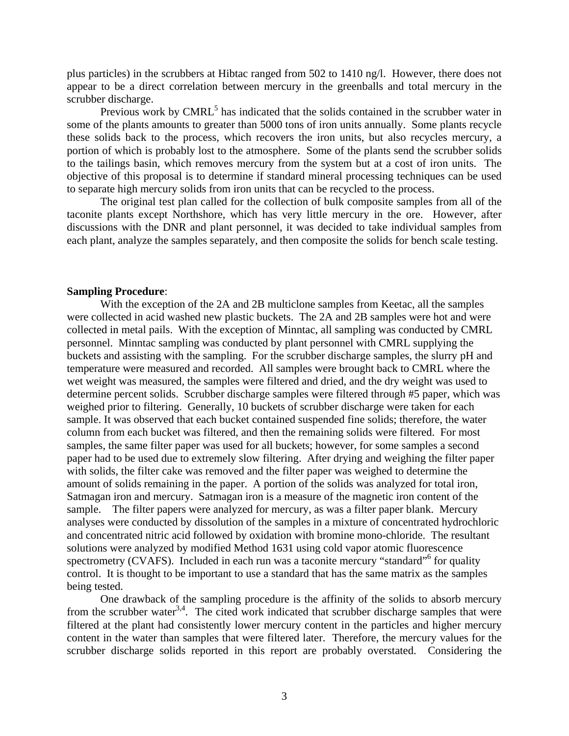plus particles) in the scrubbers at Hibtac ranged from 502 to 1410 ng/l. However, there does not appear to be a direct correlation between mercury in the greenballs and total mercury in the scrubber discharge.

Previous work by CMRL[5] has indicated that the solids contained in the scrubber water in some of the plants amounts to greater than 5000 tons of iron units annually. Some plants recycle these solids back to the process, which recovers the iron units, but also recycles mercury, a portion of which is probably lost to the atmosphere. Some of the plants send the scrubber solids to the tailings basin, which removes mercury from the system but at a cost of iron units. The objective of this proposal is to determine if standard mineral processing techniques can be used to separate high mercury solids from iron units that can be recycled to the process.

The original test plan called for the collection of bulk composite samples from all of the taconite plants except Northshore, which has very little mercury in the ore. However, after discussions with the DNR and plant personnel, it was decided to take individual samples from each plant, analyze the samples separately, and then composite the solids for bench scale testing.

**Sampling Procedure**:

With the exception of the 2A and 2B multiclone samples from Keetac, all the samples were collected in acid washed new plastic buckets. The 2A and 2B samples were hot and were collected in metal pails. With the exception of Minntac, all sampling was conducted by CMRL personnel. Minntac sampling was conducted by plant personnel with CMRL supplying the buckets and assisting with the sampling. For the scrubber discharge samples, the slurry pH and temperature were measured and recorded. All samples were brought back to CMRL where the wet weight was measured, the samples were filtered and dried, and the dry weight was used to determine percent solids. Scrubber discharge samples were filtered through #5 paper, which was weighed prior to filtering. Generally, 10 buckets of scrubber discharge were taken for each sample. It was observed that each bucket contained suspended fine solids; therefore, the water column from each bucket was filtered, and then the remaining solids were filtered. For most samples, the same filter paper was used for all buckets; however, for some samples a second paper had to be used due to extremely slow filtering. After drying and weighing the filter paper with solids, the filter cake was removed and the filter paper was weighed to determine the amount of solids remaining in the paper. A portion of the solids was analyzed for total iron, Satmagan iron and mercury. Satmagan iron is a measure of the magnetic iron content of the sample. The filter papers were analyzed for mercury, as was a filter paper blank. Mercury analyses were conducted by dissolution of the samples in a mixture of concentrated hydrochloric and concentrated nitric acid followed by oxidation with bromine mono-chloride. The resultant solutions were analyzed by modified Method 1631 using cold vapor atomic fluorescence spectrometry (CVAFS). Included in each run was a taconite mercury "standard"[6] for quality control. It is thought to be important to use a standard that has the same matrix as the samples being tested.

One drawback of the sampling procedure is the affinity of the solids to absorb mercury from the scrubber water[3,4]. The cited work indicated that scrubber discharge samples that were filtered at the plant had consistently lower mercury content in the particles and higher mercury content in the water than samples that were filtered later. Therefore, the mercury values for the scrubber discharge solids reported in this report are probably overstated. Considering the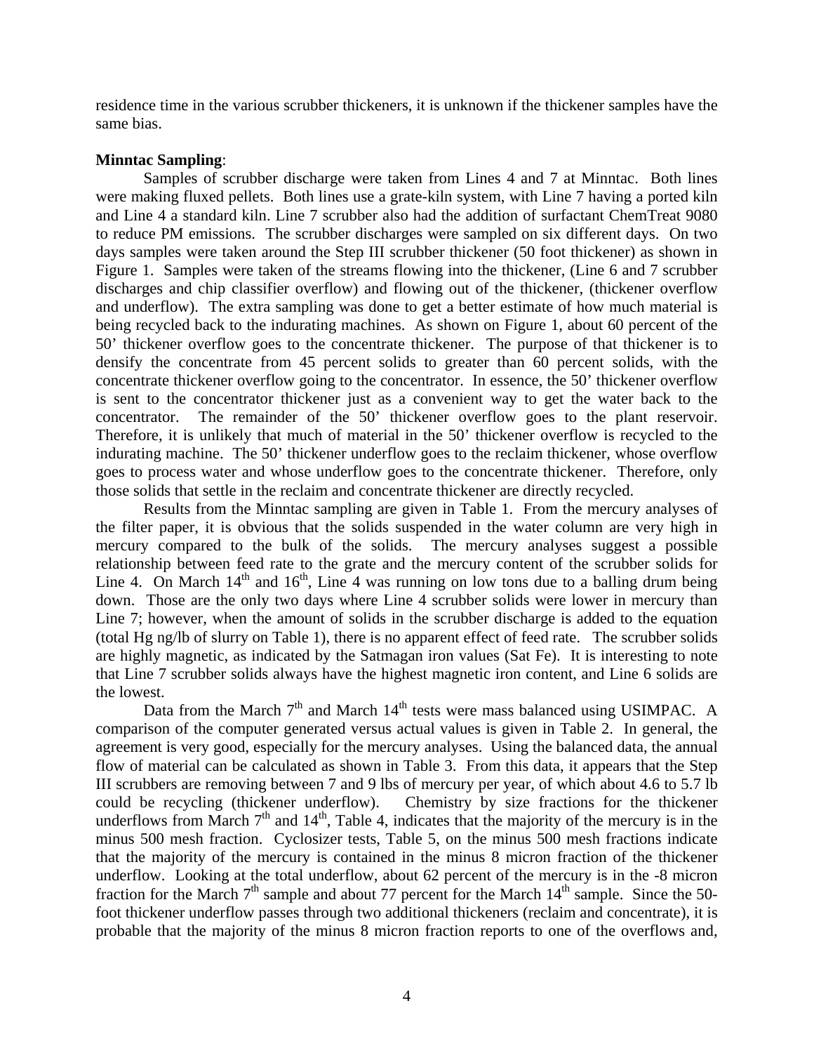residence time in the various scrubber thickeners, it is unknown if the thickener samples have the same bias.

**Minntac Sampling**:

Samples of scrubber discharge were taken from Lines 4 and 7 at Minntac. Both lines were making fluxed pellets. Both lines use a grate-kiln system, with Line 7 having a ported kiln and Line 4 a standard kiln. Line 7 scrubber also had the addition of surfactant ChemTreat 9080 to reduce PM emissions. The scrubber discharges were sampled on six different days. On two days samples were taken around the Step III scrubber thickener (50 foot thickener) as shown in Figure 1. Samples were taken of the streams flowing into the thickener, (Line 6 and 7 scrubber discharges and chip classifier overflow) and flowing out of the thickener, (thickener overflow and underflow). The extra sampling was done to get a better estimate of how much material is being recycled back to the indurating machines. As shown on Figure 1, about 60 percent of the 50' thickener overflow goes to the concentrate thickener. The purpose of that thickener is to densify the concentrate from 45 percent solids to greater than 60 percent solids, with the concentrate thickener overflow going to the concentrator. In essence, the 50' thickener overflow is sent to the concentrator thickener just as a convenient way to get the water back to the concentrator. The remainder of the 50' thickener overflow goes to the plant reservoir. Therefore, it is unlikely that much of material in the 50' thickener overflow is recycled to the indurating machine. The 50' thickener underflow goes to the reclaim thickener, whose overflow goes to process water and whose underflow goes to the concentrate thickener. Therefore, only those solids that settle in the reclaim and concentrate thickener are directly recycled.

Results from the Minntac sampling are given in Table 1. From the mercury analyses of the filter paper, it is obvious that the solids suspended in the water column are very high in mercury compared to the bulk of the solids. The mercury analyses suggest a possible relationship between feed rate to the grate and the mercury content of the scrubber solids for Line 4. On March 14th and 16th, Line 4 was running on low tons due to a balling drum being down. Those are the only two days where Line 4 scrubber solids were lower in mercury than Line 7; however, when the amount of solids in the scrubber discharge is added to the equation (total Hg ng/lb of slurry on Table 1), there is no apparent effect of feed rate. The scrubber solids are highly magnetic, as indicated by the Satmagan iron values (Sat Fe). It is interesting to note that Line 7 scrubber solids always have the highest magnetic iron content, and Line 6 solids are the lowest.

Data from the March 7th and March 14th tests were mass balanced using USIMPAC. A comparison of the computer generated versus actual values is given in Table 2. In general, the agreement is very good, especially for the mercury analyses. Using the balanced data, the annual flow of material can be calculated as shown in Table 3. From this data, it appears that the Step III scrubbers are removing between 7 and 9 lbs of mercury per year, of which about 4.6 to 5.7 lb could be recycling (thickener underflow). Chemistry by size fractions for the thickener underflows from March 7th and 14th, Table 4, indicates that the majority of the mercury is in the minus 500 mesh fraction. Cyclosizer tests, Table 5, on the minus 500 mesh fractions indicate that the majority of the mercury is contained in the minus 8 micron fraction of the thickener underflow. Looking at the total underflow, about 62 percent of the mercury is in the -8 micron fraction for the March 7th sample and about 77 percent for the March 14th sample. Since the 50-foot thickener underflow passes through two additional thickeners (reclaim and concentrate), it is probable that the majority of the minus 8 micron fraction reports to one of the overflows and,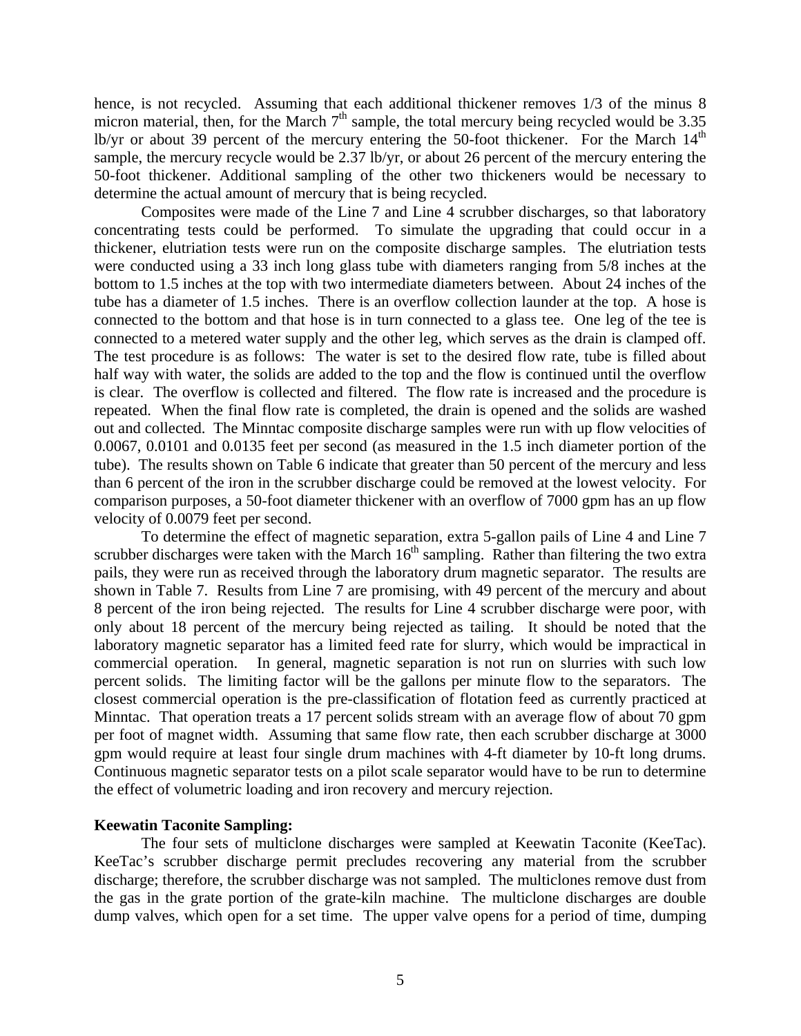hence, is not recycled. Assuming that each additional thickener removes 1/3 of the minus 8 micron material, then, for the March 7th sample, the total mercury being recycled would be 3.35 lb/yr or about 39 percent of the mercury entering the 50-foot thickener. For the March 14th sample, the mercury recycle would be 2.37 lb/yr, or about 26 percent of the mercury entering the 50-foot thickener. Additional sampling of the other two thickeners would be necessary to determine the actual amount of mercury that is being recycled.

Composites were made of the Line 7 and Line 4 scrubber discharges, so that laboratory concentrating tests could be performed. To simulate the upgrading that could occur in a thickener, elutriation tests were run on the composite discharge samples. The elutriation tests were conducted using a 33 inch long glass tube with diameters ranging from 5/8 inches at the bottom to 1.5 inches at the top with two intermediate diameters between. About 24 inches of the tube has a diameter of 1.5 inches. There is an overflow collection launder at the top. A hose is connected to the bottom and that hose is in turn connected to a glass tee. One leg of the tee is connected to a metered water supply and the other leg, which serves as the drain is clamped off. The test procedure is as follows: The water is set to the desired flow rate, tube is filled about half way with water, the solids are added to the top and the flow is continued until the overflow is clear. The overflow is collected and filtered. The flow rate is increased and the procedure is repeated. When the final flow rate is completed, the drain is opened and the solids are washed out and collected. The Minntac composite discharge samples were run with up flow velocities of 0.0067, 0.0101 and 0.0135 feet per second (as measured in the 1.5 inch diameter portion of the tube). The results shown on Table 6 indicate that greater than 50 percent of the mercury and less than 6 percent of the iron in the scrubber discharge could be removed at the lowest velocity. For comparison purposes, a 50-foot diameter thickener with an overflow of 7000 gpm has an up flow velocity of 0.0079 feet per second.

To determine the effect of magnetic separation, extra 5-gallon pails of Line 4 and Line 7 scrubber discharges were taken with the March 16th sampling. Rather than filtering the two extra pails, they were run as received through the laboratory drum magnetic separator. The results are shown in Table 7. Results from Line 7 are promising, with 49 percent of the mercury and about 8 percent of the iron being rejected. The results for Line 4 scrubber discharge were poor, with only about 18 percent of the mercury being rejected as tailing. It should be noted that the laboratory magnetic separator has a limited feed rate for slurry, which would be impractical in commercial operation. In general, magnetic separation is not run on slurries with such low percent solids. The limiting factor will be the gallons per minute flow to the separators. The closest commercial operation is the pre-classification of flotation feed as currently practiced at Minntac. That operation treats a 17 percent solids stream with an average flow of about 70 gpm per foot of magnet width. Assuming that same flow rate, then each scrubber discharge at 3000 gpm would require at least four single drum machines with 4-ft diameter by 10-ft long drums. Continuous magnetic separator tests on a pilot scale separator would have to be run to determine the effect of volumetric loading and iron recovery and mercury rejection.

**Keewatin Taconite Sampling:**

The four sets of multiclone discharges were sampled at Keewatin Taconite (KeeTac). KeeTac's scrubber discharge permit precludes recovering any material from the scrubber discharge; therefore, the scrubber discharge was not sampled. The multiclones remove dust from the gas in the grate portion of the grate-kiln machine. The multiclone discharges are double dump valves, which open for a set time. The upper valve opens for a period of time, dumping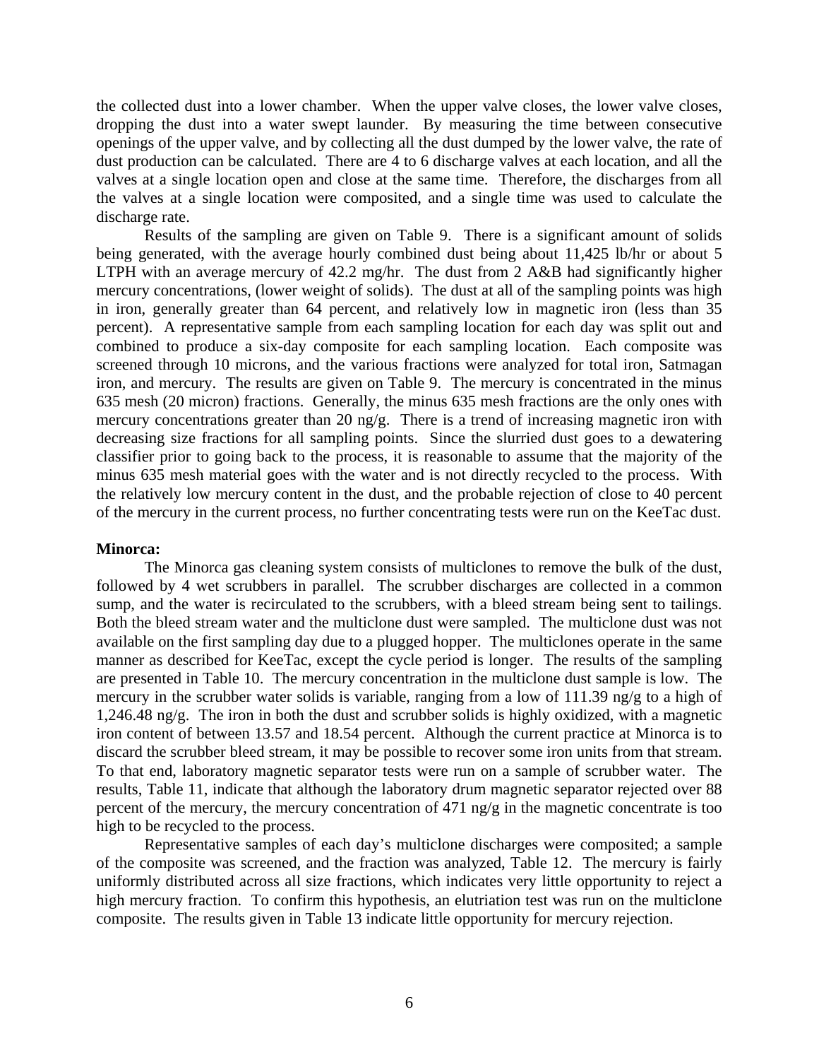the collected dust into a lower chamber. When the upper valve closes, the lower valve closes, dropping the dust into a water swept launder. By measuring the time between consecutive openings of the upper valve, and by collecting all the dust dumped by the lower valve, the rate of dust production can be calculated. There are 4 to 6 discharge valves at each location, and all the valves at a single location open and close at the same time. Therefore, the discharges from all the valves at a single location were composited, and a single time was used to calculate the discharge rate.

Results of the sampling are given on Table 9. There is a significant amount of solids being generated, with the average hourly combined dust being about 11,425 lb/hr or about 5 LTPH with an average mercury of 42.2 mg/hr. The dust from 2 A&B had significantly higher mercury concentrations, (lower weight of solids). The dust at all of the sampling points was high in iron, generally greater than 64 percent, and relatively low in magnetic iron (less than 35 percent). A representative sample from each sampling location for each day was split out and combined to produce a six-day composite for each sampling location. Each composite was screened through 10 microns, and the various fractions were analyzed for total iron, Satmagan iron, and mercury. The results are given on Table 9. The mercury is concentrated in the minus 635 mesh (20 micron) fractions. Generally, the minus 635 mesh fractions are the only ones with mercury concentrations greater than 20 ng/g. There is a trend of increasing magnetic iron with decreasing size fractions for all sampling points. Since the slurried dust goes to a dewatering classifier prior to going back to the process, it is reasonable to assume that the majority of the minus 635 mesh material goes with the water and is not directly recycled to the process. With the relatively low mercury content in the dust, and the probable rejection of close to 40 percent of the mercury in the current process, no further concentrating tests were run on the KeeTac dust.

**Minorca:**

The Minorca gas cleaning system consists of multiclones to remove the bulk of the dust, followed by 4 wet scrubbers in parallel. The scrubber discharges are collected in a common sump, and the water is recirculated to the scrubbers, with a bleed stream being sent to tailings. Both the bleed stream water and the multiclone dust were sampled. The multiclone dust was not available on the first sampling day due to a plugged hopper. The multiclones operate in the same manner as described for KeeTac, except the cycle period is longer. The results of the sampling are presented in Table 10. The mercury concentration in the multiclone dust sample is low. The mercury in the scrubber water solids is variable, ranging from a low of 111.39 ng/g to a high of 1,246.48 ng/g. The iron in both the dust and scrubber solids is highly oxidized, with a magnetic iron content of between 13.57 and 18.54 percent. Although the current practice at Minorca is to discard the scrubber bleed stream, it may be possible to recover some iron units from that stream. To that end, laboratory magnetic separator tests were run on a sample of scrubber water. The results, Table 11, indicate that although the laboratory drum magnetic separator rejected over 88 percent of the mercury, the mercury concentration of 471 ng/g in the magnetic concentrate is too high to be recycled to the process.

Representative samples of each day's multiclone discharges were composited; a sample of the composite was screened, and the fraction was analyzed, Table 12. The mercury is fairly uniformly distributed across all size fractions, which indicates very little opportunity to reject a high mercury fraction. To confirm this hypothesis, an elutriation test was run on the multiclone composite. The results given in Table 13 indicate little opportunity for mercury rejection.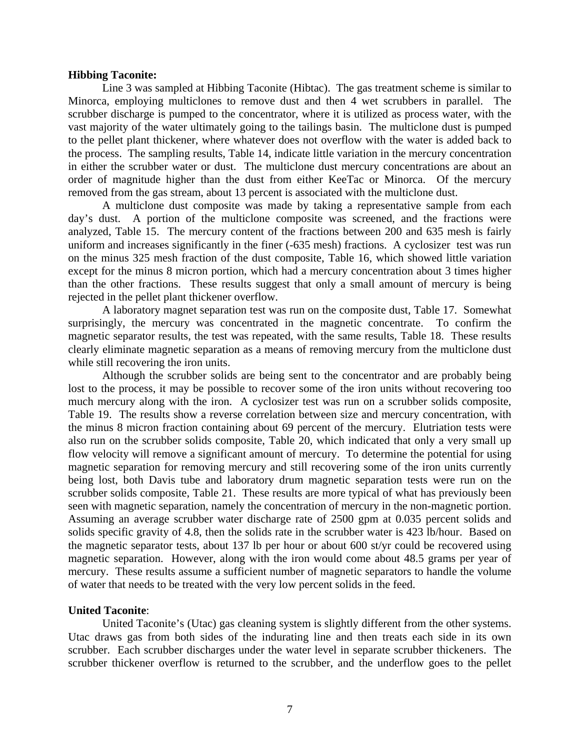**Hibbing Taconite:**

Line 3 was sampled at Hibbing Taconite (Hibtac). The gas treatment scheme is similar to Minorca, employing multiclones to remove dust and then 4 wet scrubbers in parallel. The scrubber discharge is pumped to the concentrator, where it is utilized as process water, with the vast majority of the water ultimately going to the tailings basin. The multiclone dust is pumped to the pellet plant thickener, where whatever does not overflow with the water is added back to the process. The sampling results, Table 14, indicate little variation in the mercury concentration in either the scrubber water or dust. The multiclone dust mercury concentrations are about an order of magnitude higher than the dust from either KeeTac or Minorca. Of the mercury removed from the gas stream, about 13 percent is associated with the multiclone dust.

A multiclone dust composite was made by taking a representative sample from each day's dust. A portion of the multiclone composite was screened, and the fractions were analyzed, Table 15. The mercury content of the fractions between 200 and 635 mesh is fairly uniform and increases significantly in the finer (-635 mesh) fractions. A cyclosizer test was run on the minus 325 mesh fraction of the dust composite, Table 16, which showed little variation except for the minus 8 micron portion, which had a mercury concentration about 3 times higher than the other fractions. These results suggest that only a small amount of mercury is being rejected in the pellet plant thickener overflow.

A laboratory magnet separation test was run on the composite dust, Table 17. Somewhat surprisingly, the mercury was concentrated in the magnetic concentrate. To confirm the magnetic separator results, the test was repeated, with the same results, Table 18. These results clearly eliminate magnetic separation as a means of removing mercury from the multiclone dust while still recovering the iron units.

Although the scrubber solids are being sent to the concentrator and are probably being lost to the process, it may be possible to recover some of the iron units without recovering too much mercury along with the iron. A cyclosizer test was run on a scrubber solids composite, Table 19. The results show a reverse correlation between size and mercury concentration, with the minus 8 micron fraction containing about 69 percent of the mercury. Elutriation tests were also run on the scrubber solids composite, Table 20, which indicated that only a very small up flow velocity will remove a significant amount of mercury. To determine the potential for using magnetic separation for removing mercury and still recovering some of the iron units currently being lost, both Davis tube and laboratory drum magnetic separation tests were run on the scrubber solids composite, Table 21. These results are more typical of what has previously been seen with magnetic separation, namely the concentration of mercury in the non-magnetic portion. Assuming an average scrubber water discharge rate of 2500 gpm at 0.035 percent solids and solids specific gravity of 4.8, then the solids rate in the scrubber water is 423 lb/hour. Based on the magnetic separator tests, about 137 lb per hour or about 600 st/yr could be recovered using magnetic separation. However, along with the iron would come about 48.5 grams per year of mercury. These results assume a sufficient number of magnetic separators to handle the volume of water that needs to be treated with the very low percent solids in the feed.

**United Taconite**:

United Taconite's (Utac) gas cleaning system is slightly different from the other systems. Utac draws gas from both sides of the indurating line and then treats each side in its own scrubber. Each scrubber discharges under the water level in separate scrubber thickeners. The scrubber thickener overflow is returned to the scrubber, and the underflow goes to the pellet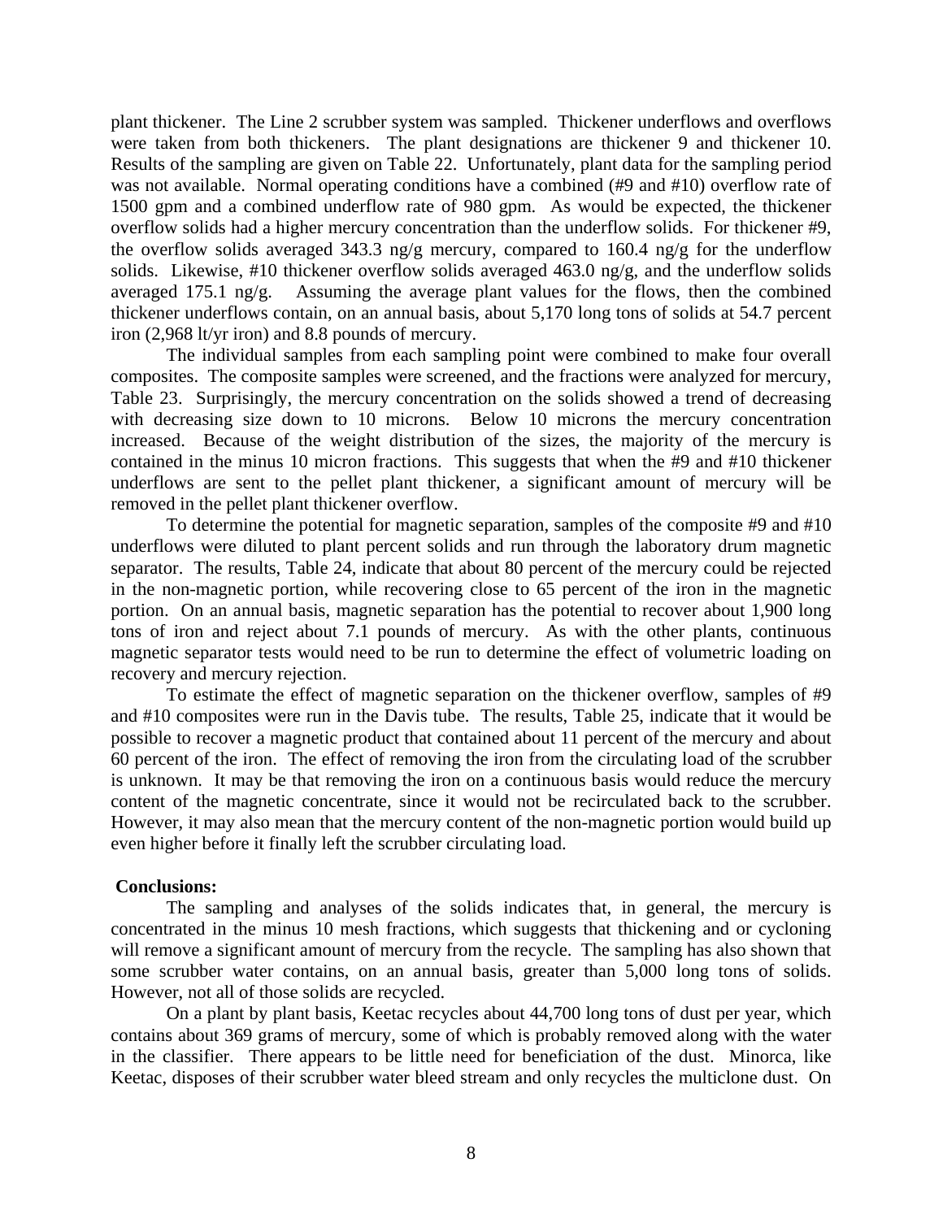plant thickener. The Line 2 scrubber system was sampled. Thickener underflows and overflows were taken from both thickeners. The plant designations are thickener 9 and thickener 10. Results of the sampling are given on Table 22. Unfortunately, plant data for the sampling period was not available. Normal operating conditions have a combined (#9 and #10) overflow rate of 1500 gpm and a combined underflow rate of 980 gpm. As would be expected, the thickener overflow solids had a higher mercury concentration than the underflow solids. For thickener #9, the overflow solids averaged 343.3 ng/g mercury, compared to 160.4 ng/g for the underflow solids. Likewise, #10 thickener overflow solids averaged 463.0 ng/g, and the underflow solids averaged 175.1 ng/g. Assuming the average plant values for the flows, then the combined thickener underflows contain, on an annual basis, about 5,170 long tons of solids at 54.7 percent iron (2,968 lt/yr iron) and 8.8 pounds of mercury.

The individual samples from each sampling point were combined to make four overall composites. The composite samples were screened, and the fractions were analyzed for mercury, Table 23. Surprisingly, the mercury concentration on the solids showed a trend of decreasing with decreasing size down to 10 microns. Below 10 microns the mercury concentration increased. Because of the weight distribution of the sizes, the majority of the mercury is contained in the minus 10 micron fractions. This suggests that when the #9 and #10 thickener underflows are sent to the pellet plant thickener, a significant amount of mercury will be removed in the pellet plant thickener overflow.

To determine the potential for magnetic separation, samples of the composite #9 and #10 underflows were diluted to plant percent solids and run through the laboratory drum magnetic separator. The results, Table 24, indicate that about 80 percent of the mercury could be rejected in the non-magnetic portion, while recovering close to 65 percent of the iron in the magnetic portion. On an annual basis, magnetic separation has the potential to recover about 1,900 long tons of iron and reject about 7.1 pounds of mercury. As with the other plants, continuous magnetic separator tests would need to be run to determine the effect of volumetric loading on recovery and mercury rejection.

To estimate the effect of magnetic separation on the thickener overflow, samples of #9 and #10 composites were run in the Davis tube. The results, Table 25, indicate that it would be possible to recover a magnetic product that contained about 11 percent of the mercury and about 60 percent of the iron. The effect of removing the iron from the circulating load of the scrubber is unknown. It may be that removing the iron on a continuous basis would reduce the mercury content of the magnetic concentrate, since it would not be recirculated back to the scrubber. However, it may also mean that the mercury content of the non-magnetic portion would build up even higher before it finally left the scrubber circulating load.

**Conclusions:**

The sampling and analyses of the solids indicates that, in general, the mercury is concentrated in the minus 10 mesh fractions, which suggests that thickening and or cycloning will remove a significant amount of mercury from the recycle. The sampling has also shown that some scrubber water contains, on an annual basis, greater than 5,000 long tons of solids. However, not all of those solids are recycled.

On a plant by plant basis, Keetac recycles about 44,700 long tons of dust per year, which contains about 369 grams of mercury, some of which is probably removed along with the water in the classifier. There appears to be little need for beneficiation of the dust. Minorca, like Keetac, disposes of their scrubber water bleed stream and only recycles the multiclone dust. On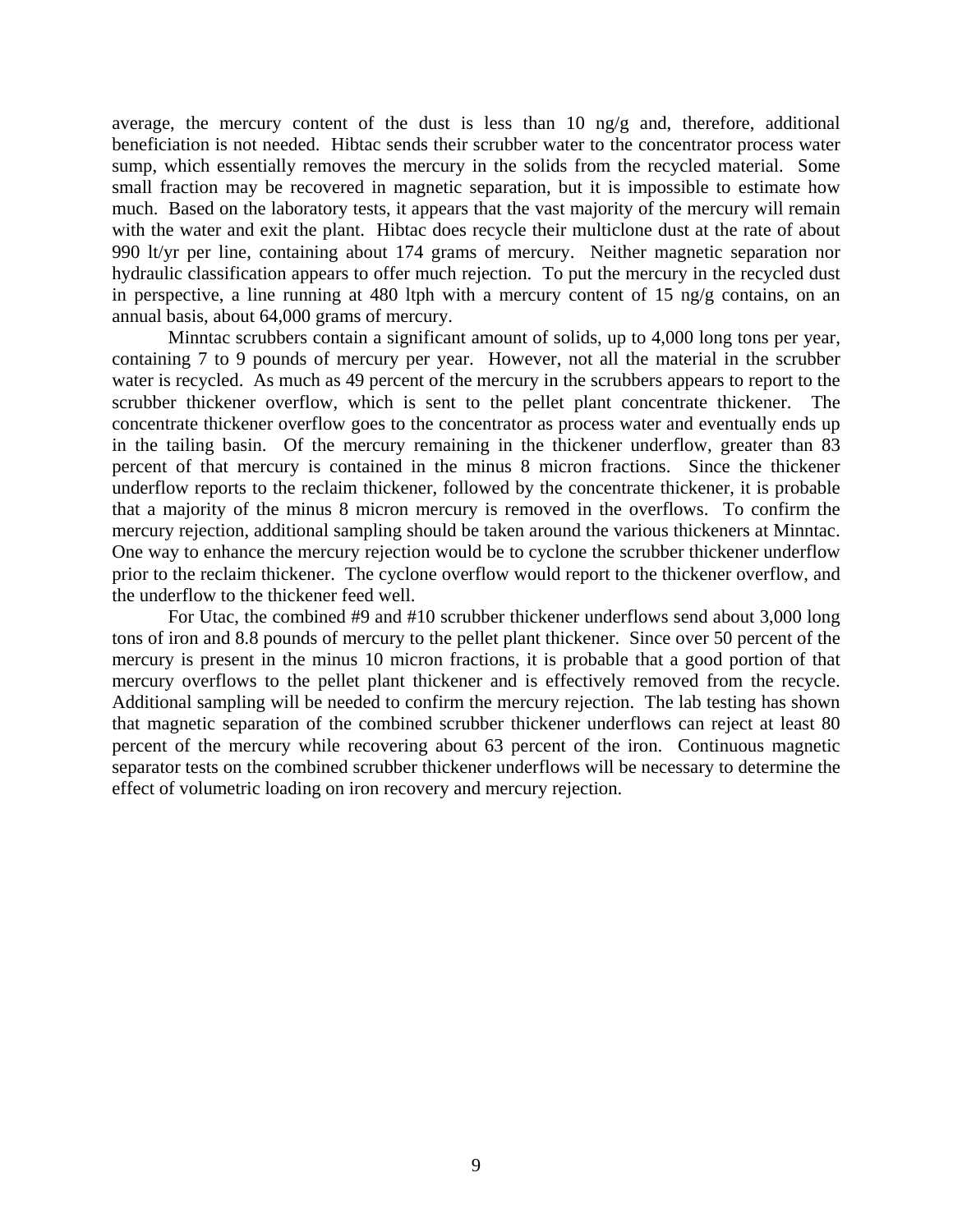average, the mercury content of the dust is less than 10 ng/g and, therefore, additional beneficiation is not needed. Hibtac sends their scrubber water to the concentrator process water sump, which essentially removes the mercury in the solids from the recycled material. Some small fraction may be recovered in magnetic separation, but it is impossible to estimate how much. Based on the laboratory tests, it appears that the vast majority of the mercury will remain with the water and exit the plant. Hibtac does recycle their multiclone dust at the rate of about 990 lt/yr per line, containing about 174 grams of mercury. Neither magnetic separation nor hydraulic classification appears to offer much rejection. To put the mercury in the recycled dust in perspective, a line running at 480 ltph with a mercury content of 15 ng/g contains, on an annual basis, about 64,000 grams of mercury.

Minntac scrubbers contain a significant amount of solids, up to 4,000 long tons per year, containing 7 to 9 pounds of mercury per year. However, not all the material in the scrubber water is recycled. As much as 49 percent of the mercury in the scrubbers appears to report to the scrubber thickener overflow, which is sent to the pellet plant concentrate thickener. The concentrate thickener overflow goes to the concentrator as process water and eventually ends up in the tailing basin. Of the mercury remaining in the thickener underflow, greater than 83 percent of that mercury is contained in the minus 8 micron fractions. Since the thickener underflow reports to the reclaim thickener, followed by the concentrate thickener, it is probable that a majority of the minus 8 micron mercury is removed in the overflows. To confirm the mercury rejection, additional sampling should be taken around the various thickeners at Minntac. One way to enhance the mercury rejection would be to cyclone the scrubber thickener underflow prior to the reclaim thickener. The cyclone overflow would report to the thickener overflow, and the underflow to the thickener feed well.

For Utac, the combined #9 and #10 scrubber thickener underflows send about 3,000 long tons of iron and 8.8 pounds of mercury to the pellet plant thickener. Since over 50 percent of the mercury is present in the minus 10 micron fractions, it is probable that a good portion of that mercury overflows to the pellet plant thickener and is effectively removed from the recycle. Additional sampling will be needed to confirm the mercury rejection. The lab testing has shown that magnetic separation of the combined scrubber thickener underflows can reject at least 80 percent of the mercury while recovering about 63 percent of the iron. Continuous magnetic separator tests on the combined scrubber thickener underflows will be necessary to determine the effect of volumetric loading on iron recovery and mercury rejection.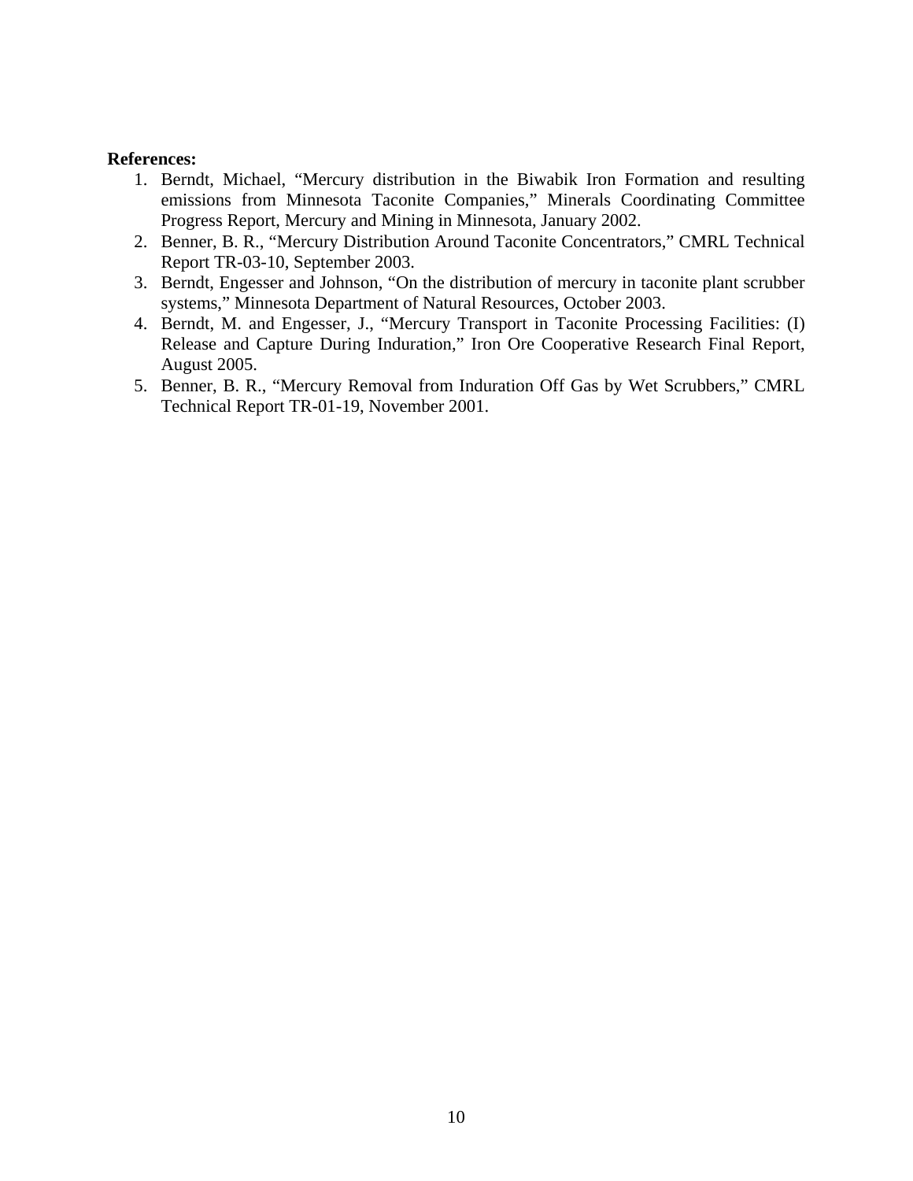**References:**

1. Berndt, Michael, “Mercury distribution in the Biwabik Iron Formation and resulting emissions from Minnesota Taconite Companies,” Minerals Coordinating Committee Progress Report, Mercury and Mining in Minnesota, January 2002.
2. Benner, B. R., “Mercury Distribution Around Taconite Concentrators,” CMRL Technical Report TR-03-10, September 2003.
3. Berndt, Engesser and Johnson, “On the distribution of mercury in taconite plant scrubber systems,” Minnesota Department of Natural Resources, October 2003.
4. Berndt, M. and Engesser, J., “Mercury Transport in Taconite Processing Facilities: (I) Release and Capture During Induration,” Iron Ore Cooperative Research Final Report, August 2005.
5. Benner, B. R., “Mercury Removal from Induration Off Gas by Wet Scrubbers,” CMRL Technical Report TR-01-19, November 2001.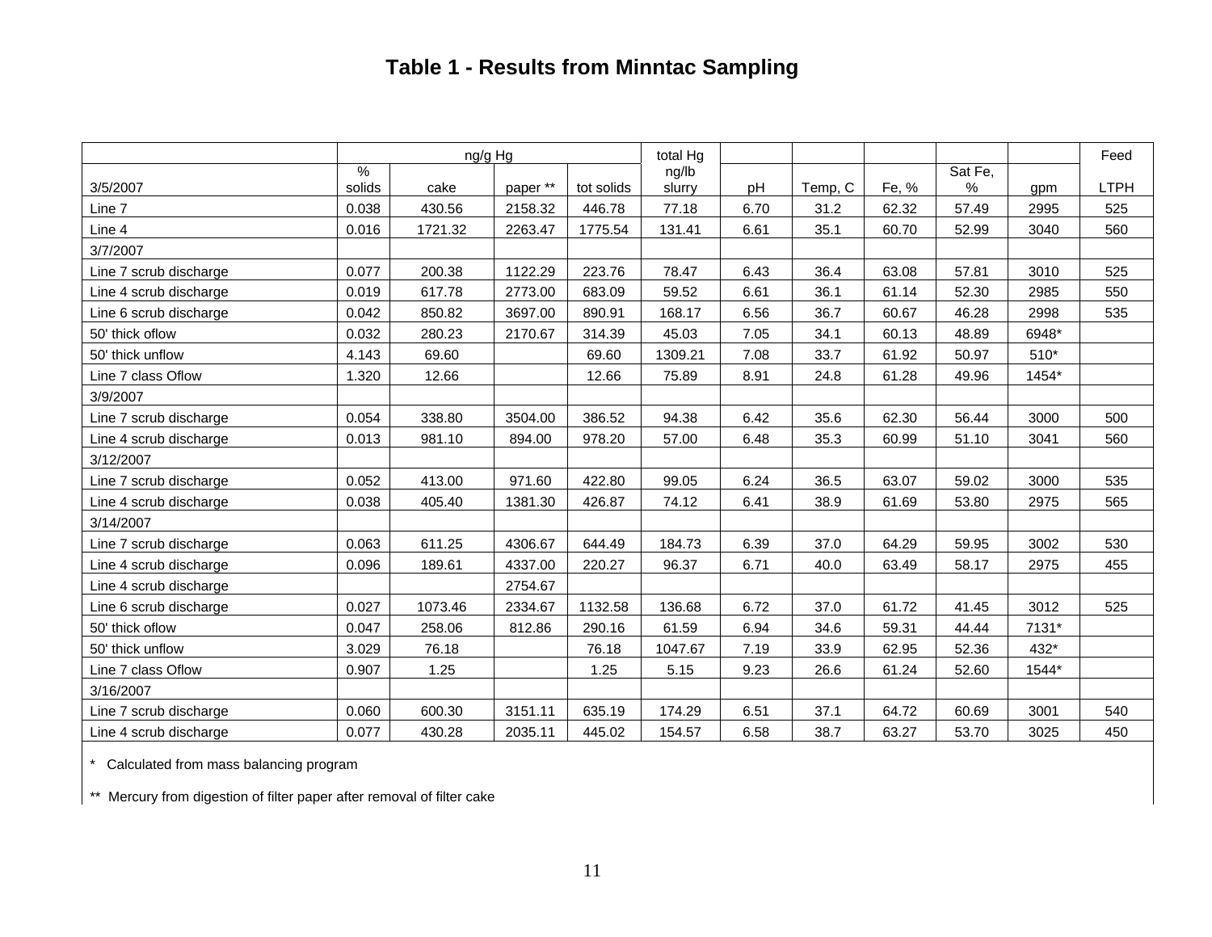# Table 1 - Results from Minntac Sampling

| | ng/g Hg | | | | total Hg | | | | | | Feed |
|---|---|---|---|---|---|---|---|---|---|---|---|
| 3/5/2007 | % solids | cake | paper ** | tot solids | ng/lb slurry | pH | Temp, C | Fe, % | Sat Fe, % | gpm | LTPH |
| Line 7 | 0.038 | 430.56 | 2158.32 | 446.78 | 77.18 | 6.70 | 31.2 | 62.32 | 57.49 | 2995 | 525 |
| Line 4 | 0.016 | 1721.32 | 2263.47 | 1775.54 | 131.41 | 6.61 | 35.1 | 60.70 | 52.99 | 3040 | 560 |
| 3/7/2007 | | | | | | | | | | | |
| Line 7 scrub discharge | 0.077 | 200.38 | 1122.29 | 223.76 | 78.47 | 6.43 | 36.4 | 63.08 | 57.81 | 3010 | 525 |
| Line 4 scrub discharge | 0.019 | 617.78 | 2773.00 | 683.09 | 59.52 | 6.61 | 36.1 | 61.14 | 52.30 | 2985 | 550 |
| Line 6 scrub discharge | 0.042 | 850.82 | 3697.00 | 890.91 | 168.17 | 6.56 | 36.7 | 60.67 | 46.28 | 2998 | 535 |
| 50' thick oflow | 0.032 | 280.23 | 2170.67 | 314.39 | 45.03 | 7.05 | 34.1 | 60.13 | 48.89 | 6948* | |
| 50' thick unflow | 4.143 | 69.60 | | 69.60 | 1309.21 | 7.08 | 33.7 | 61.92 | 50.97 | 510* | |
| Line 7 class Oflow | 1.320 | 12.66 | | 12.66 | 75.89 | 8.91 | 24.8 | 61.28 | 49.96 | 1454* | |
| 3/9/2007 | | | | | | | | | | | |
| Line 7 scrub discharge | 0.054 | 338.80 | 3504.00 | 386.52 | 94.38 | 6.42 | 35.6 | 62.30 | 56.44 | 3000 | 500 |
| Line 4 scrub discharge | 0.013 | 981.10 | 894.00 | 978.20 | 57.00 | 6.48 | 35.3 | 60.99 | 51.10 | 3041 | 560 |
| 3/12/2007 | | | | | | | | | | | |
| Line 7 scrub discharge | 0.052 | 413.00 | 971.60 | 422.80 | 99.05 | 6.24 | 36.5 | 63.07 | 59.02 | 3000 | 535 |
| Line 4 scrub discharge | 0.038 | 405.40 | 1381.30 | 426.87 | 74.12 | 6.41 | 38.9 | 61.69 | 53.80 | 2975 | 565 |
| 3/14/2007 | | | | | | | | | | | |
| Line 7 scrub discharge | 0.063 | 611.25 | 4306.67 | 644.49 | 184.73 | 6.39 | 37.0 | 64.29 | 59.95 | 3002 | 530 |
| Line 4 scrub discharge | 0.096 | 189.61 | 4337.00 | 220.27 | 96.37 | 6.71 | 40.0 | 63.49 | 58.17 | 2975 | 455 |
| Line 4 scrub discharge | | | 2754.67 | | | | | | | | |
| Line 6 scrub discharge | 0.027 | 1073.46 | 2334.67 | 1132.58 | 136.68 | 6.72 | 37.0 | 61.72 | 41.45 | 3012 | 525 |
| 50' thick oflow | 0.047 | 258.06 | 812.86 | 290.16 | 61.59 | 6.94 | 34.6 | 59.31 | 44.44 | 7131* | |
| 50' thick unflow | 3.029 | 76.18 | | 76.18 | 1047.67 | 7.19 | 33.9 | 62.95 | 52.36 | 432* | |
| Line 7 class Oflow | 0.907 | 1.25 | | 1.25 | 5.15 | 9.23 | 26.6 | 61.24 | 52.60 | 1544* | |
| 3/16/2007 | | | | | | | | | | | |
| Line 7 scrub discharge | 0.060 | 600.30 | 3151.11 | 635.19 | 174.29 | 6.51 | 37.1 | 64.72 | 60.69 | 3001 | 540 |
| Line 4 scrub discharge | 0.077 | 430.28 | 2035.11 | 445.02 | 154.57 | 6.58 | 38.7 | 63.27 | 53.70 | 3025 | 450 |

\* Calculated from mass balancing program

** Mercury from digestion of filter paper after removal of filter cake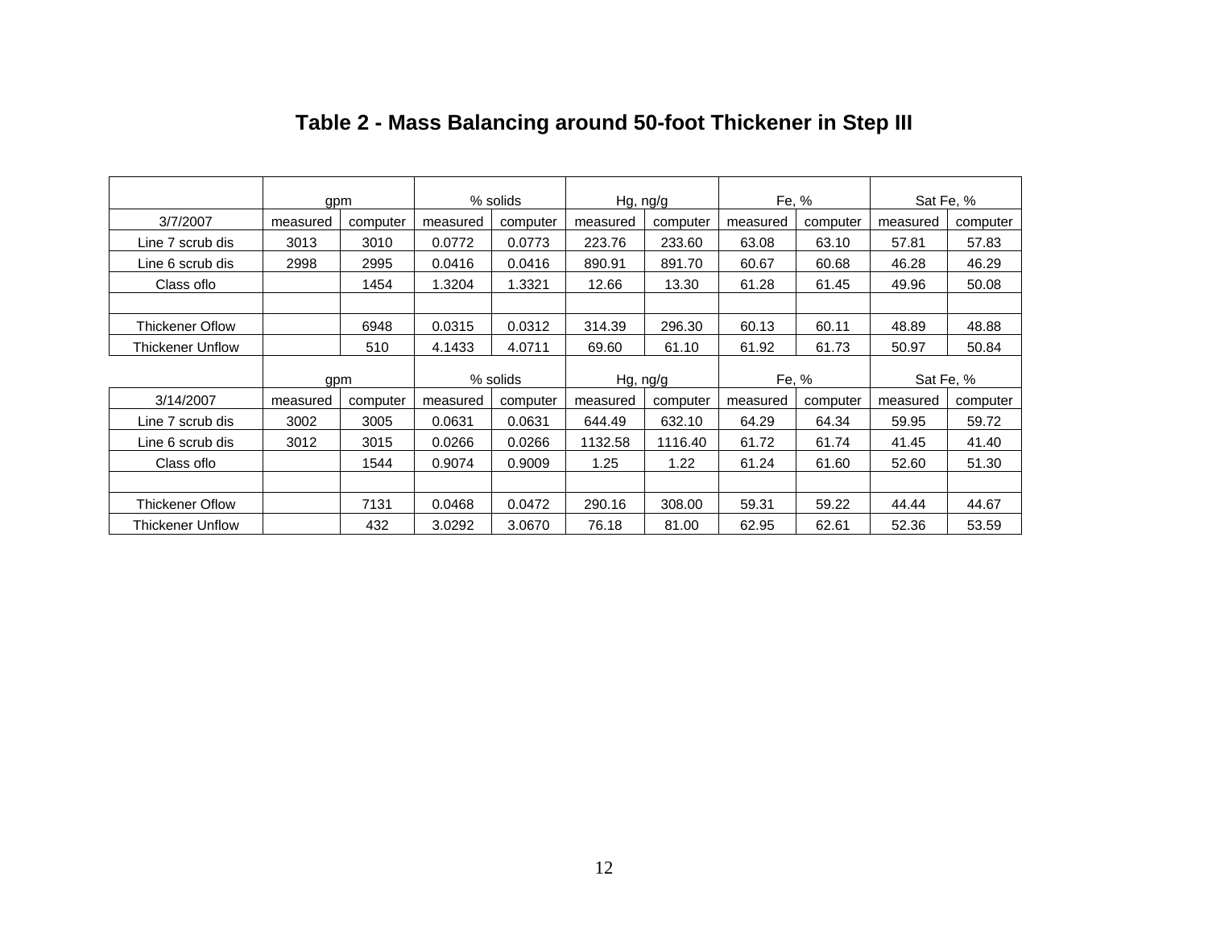## Table 2 - Mass Balancing around 50-foot Thickener in Step III

| | gpm | | % solids | | Hg, ng/g | | Fe, % | | Sat Fe, % | |
|---|---|---|---|---|---|---|---|---|---|---|
| 3/7/2007 | measured | computer | measured | computer | measured | computer | measured | computer | measured | computer |
| Line 7 scrub dis | 3013 | 3010 | 0.0772 | 0.0773 | 223.76 | 233.60 | 63.08 | 63.10 | 57.81 | 57.83 |
| Line 6 scrub dis | 2998 | 2995 | 0.0416 | 0.0416 | 890.91 | 891.70 | 60.67 | 60.68 | 46.28 | 46.29 |
| Class oflo | | 1454 | 1.3204 | 1.3321 | 12.66 | 13.30 | 61.28 | 61.45 | 49.96 | 50.08 |
| | | | | | | | | | | |
| Thickener Oflow | | 6948 | 0.0315 | 0.0312 | 314.39 | 296.30 | 60.13 | 60.11 | 48.89 | 48.88 |
| Thickener Unflow | | 510 | 4.1433 | 4.0711 | 69.60 | 61.10 | 61.92 | 61.73 | 50.97 | 50.84 |
| | gpm | | % solids | | Hg, ng/g | | Fe, % | | Sat Fe, % | |
| 3/14/2007 | measured | computer | measured | computer | measured | computer | measured | computer | measured | computer |
| Line 7 scrub dis | 3002 | 3005 | 0.0631 | 0.0631 | 644.49 | 632.10 | 64.29 | 64.34 | 59.95 | 59.72 |
| Line 6 scrub dis | 3012 | 3015 | 0.0266 | 0.0266 | 1132.58 | 1116.40 | 61.72 | 61.74 | 41.45 | 41.40 |
| Class oflo | | 1544 | 0.9074 | 0.9009 | 1.25 | 1.22 | 61.24 | 61.60 | 52.60 | 51.30 |
| | | | | | | | | | | |
| Thickener Oflow | | 7131 | 0.0468 | 0.0472 | 290.16 | 308.00 | 59.31 | 59.22 | 44.44 | 44.67 |
| Thickener Unflow | | 432 | 3.0292 | 3.0670 | 76.18 | 81.00 | 62.95 | 62.61 | 52.36 | 53.59 |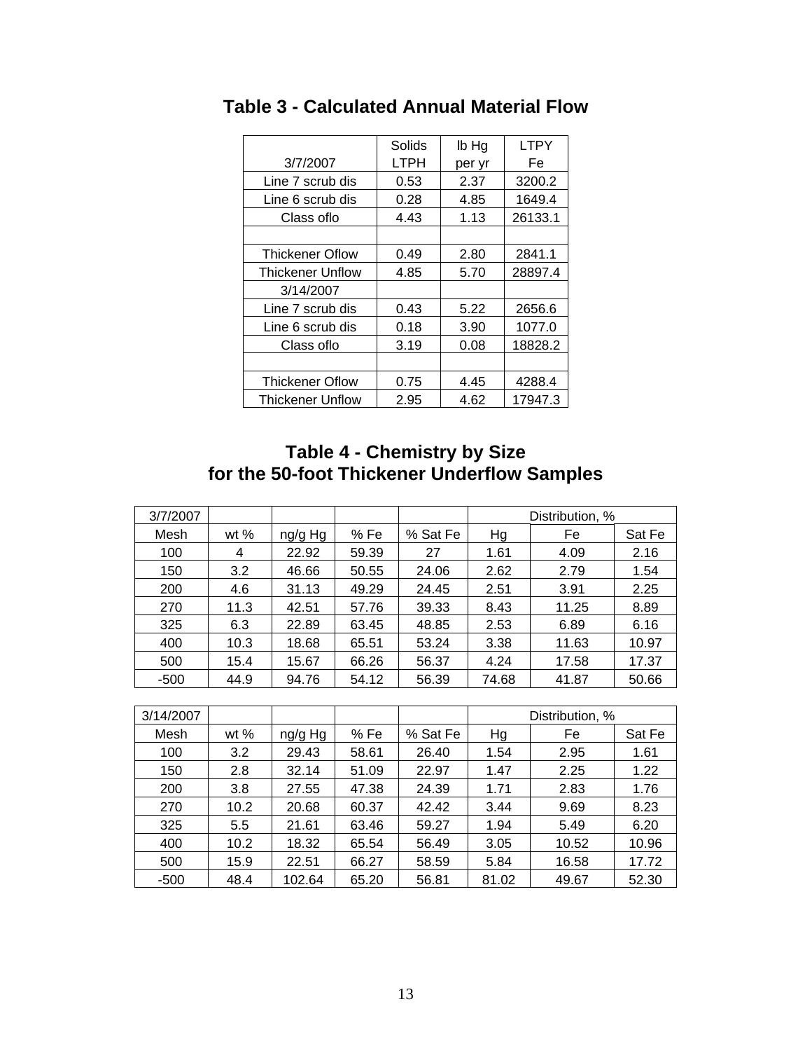# Table 3 - Calculated Annual Material Flow

| 3/7/2007 | Solids LTPH | lb Hg per yr | LTPY Fe |
|---|---|---|---|
| Line 7 scrub dis | 0.53 | 2.37 | 3200.2 |
| Line 6 scrub dis | 0.28 | 4.85 | 1649.4 |
| Class oflo | 4.43 | 1.13 | 26133.1 |
| | | | |
| Thickener Oflow | 0.49 | 2.80 | 2841.1 |
| Thickener Unflow | 4.85 | 5.70 | 28897.4 |
| 3/14/2007 | | | |
| Line 7 scrub dis | 0.43 | 5.22 | 2656.6 |
| Line 6 scrub dis | 0.18 | 3.90 | 1077.0 |
| Class oflo | 3.19 | 0.08 | 18828.2 |
| | | | |
| Thickener Oflow | 0.75 | 4.45 | 4288.4 |
| Thickener Unflow | 2.95 | 4.62 | 17947.3 |

# Table 4 - Chemistry by Size for the 50-foot Thickener Underflow Samples

| 3/7/2007 | | | | | Distribution, % | | |
|---|---|---|---|---|---|---|---|
| Mesh | wt % | ng/g Hg | % Fe | % Sat Fe | Hg | Fe | Sat Fe |
| 100 | 4 | 22.92 | 59.39 | 27 | 1.61 | 4.09 | 2.16 |
| 150 | 3.2 | 46.66 | 50.55 | 24.06 | 2.62 | 2.79 | 1.54 |
| 200 | 4.6 | 31.13 | 49.29 | 24.45 | 2.51 | 3.91 | 2.25 |
| 270 | 11.3 | 42.51 | 57.76 | 39.33 | 8.43 | 11.25 | 8.89 |
| 325 | 6.3 | 22.89 | 63.45 | 48.85 | 2.53 | 6.89 | 6.16 |
| 400 | 10.3 | 18.68 | 65.51 | 53.24 | 3.38 | 11.63 | 10.97 |
| 500 | 15.4 | 15.67 | 66.26 | 56.37 | 4.24 | 17.58 | 17.37 |
| -500 | 44.9 | 94.76 | 54.12 | 56.39 | 74.68 | 41.87 | 50.66 |

| 3/14/2007 | | | | | Distribution, % | | |
|---|---|---|---|---|---|---|---|
| Mesh | wt % | ng/g Hg | % Fe | % Sat Fe | Hg | Fe | Sat Fe |
| 100 | 3.2 | 29.43 | 58.61 | 26.40 | 1.54 | 2.95 | 1.61 |
| 150 | 2.8 | 32.14 | 51.09 | 22.97 | 1.47 | 2.25 | 1.22 |
| 200 | 3.8 | 27.55 | 47.38 | 24.39 | 1.71 | 2.83 | 1.76 |
| 270 | 10.2 | 20.68 | 60.37 | 42.42 | 3.44 | 9.69 | 8.23 |
| 325 | 5.5 | 21.61 | 63.46 | 59.27 | 1.94 | 5.49 | 6.20 |
| 400 | 10.2 | 18.32 | 65.54 | 56.49 | 3.05 | 10.52 | 10.96 |
| 500 | 15.9 | 22.51 | 66.27 | 58.59 | 5.84 | 16.58 | 17.72 |
| -500 | 48.4 | 102.64 | 65.20 | 56.81 | 81.02 | 49.67 | 52.30 |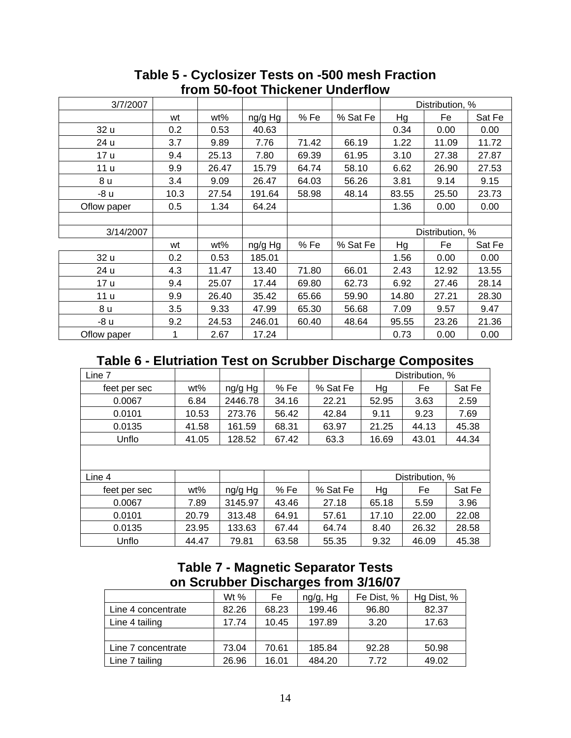## Table 5 - Cyclosizer Tests on -500 mesh Fraction from 50-foot Thickener Underflow

| 3/7/2007 | | | | | | Distribution, % | | |
|---|---|---|---|---|---|---|---|---|
| | wt | wt% | ng/g Hg | % Fe | % Sat Fe | Hg | Fe | Sat Fe |
| 32 u | 0.2 | 0.53 | 40.63 | | | 0.34 | 0.00 | 0.00 |
| 24 u | 3.7 | 9.89 | 7.76 | 71.42 | 66.19 | 1.22 | 11.09 | 11.72 |
| 17 u | 9.4 | 25.13 | 7.80 | 69.39 | 61.95 | 3.10 | 27.38 | 27.87 |
| 11 u | 9.9 | 26.47 | 15.79 | 64.74 | 58.10 | 6.62 | 26.90 | 27.53 |
| 8 u | 3.4 | 9.09 | 26.47 | 64.03 | 56.26 | 3.81 | 9.14 | 9.15 |
| -8 u | 10.3 | 27.54 | 191.64 | 58.98 | 48.14 | 83.55 | 25.50 | 23.73 |
| Oflow paper | 0.5 | 1.34 | 64.24 | | | 1.36 | 0.00 | 0.00 |
| | | | | | | | | |
| 3/14/2007 | | | | | | Distribution, % | | |
| | wt | wt% | ng/g Hg | % Fe | % Sat Fe | Hg | Fe | Sat Fe |
| 32 u | 0.2 | 0.53 | 185.01 | | | 1.56 | 0.00 | 0.00 |
| 24 u | 4.3 | 11.47 | 13.40 | 71.80 | 66.01 | 2.43 | 12.92 | 13.55 |
| 17 u | 9.4 | 25.07 | 17.44 | 69.80 | 62.73 | 6.92 | 27.46 | 28.14 |
| 11 u | 9.9 | 26.40 | 35.42 | 65.66 | 59.90 | 14.80 | 27.21 | 28.30 |
| 8 u | 3.5 | 9.33 | 47.99 | 65.30 | 56.68 | 7.09 | 9.57 | 9.47 |
| -8 u | 9.2 | 24.53 | 246.01 | 60.40 | 48.64 | 95.55 | 23.26 | 21.36 |
| Oflow paper | 1 | 2.67 | 17.24 | | | 0.73 | 0.00 | 0.00 |

## Table 6 - Elutriation Test on Scrubber Discharge Composites

| Line 7 | | | | | Distribution, % | | |
|---|---|---|---|---|---|---|---|
| feet per sec | wt% | ng/g Hg | % Fe | % Sat Fe | Hg | Fe | Sat Fe |
| 0.0067 | 6.84 | 2446.78 | 34.16 | 22.21 | 52.95 | 3.63 | 2.59 |
| 0.0101 | 10.53 | 273.76 | 56.42 | 42.84 | 9.11 | 9.23 | 7.69 |
| 0.0135 | 41.58 | 161.59 | 68.31 | 63.97 | 21.25 | 44.13 | 45.38 |
| Unflo | 41.05 | 128.52 | 67.42 | 63.3 | 16.69 | 43.01 | 44.34 |
| | | | | | | | |
| Line 4 | | | | | Distribution, % | | |
| feet per sec | wt% | ng/g Hg | % Fe | % Sat Fe | Hg | Fe | Sat Fe |
| 0.0067 | 7.89 | 3145.97 | 43.46 | 27.18 | 65.18 | 5.59 | 3.96 |
| 0.0101 | 20.79 | 313.48 | 64.91 | 57.61 | 17.10 | 22.00 | 22.08 |
| 0.0135 | 23.95 | 133.63 | 67.44 | 64.74 | 8.40 | 26.32 | 28.58 |
| Unflo | 44.47 | 79.81 | 63.58 | 55.35 | 9.32 | 46.09 | 45.38 |

## Table 7 - Magnetic Separator Tests on Scrubber Discharges from 3/16/07

| | Wt % | Fe | ng/g, Hg | Fe Dist, % | Hg Dist, % |
|---|---|---|---|---|---|
| Line 4 concentrate | 82.26 | 68.23 | 199.46 | 96.80 | 82.37 |
| Line 4 tailing | 17.74 | 10.45 | 197.89 | 3.20 | 17.63 |
| | | | | | |
| Line 7 concentrate | 73.04 | 70.61 | 185.84 | 92.28 | 50.98 |
| Line 7 tailing | 26.96 | 16.01 | 484.20 | 7.72 | 49.02 |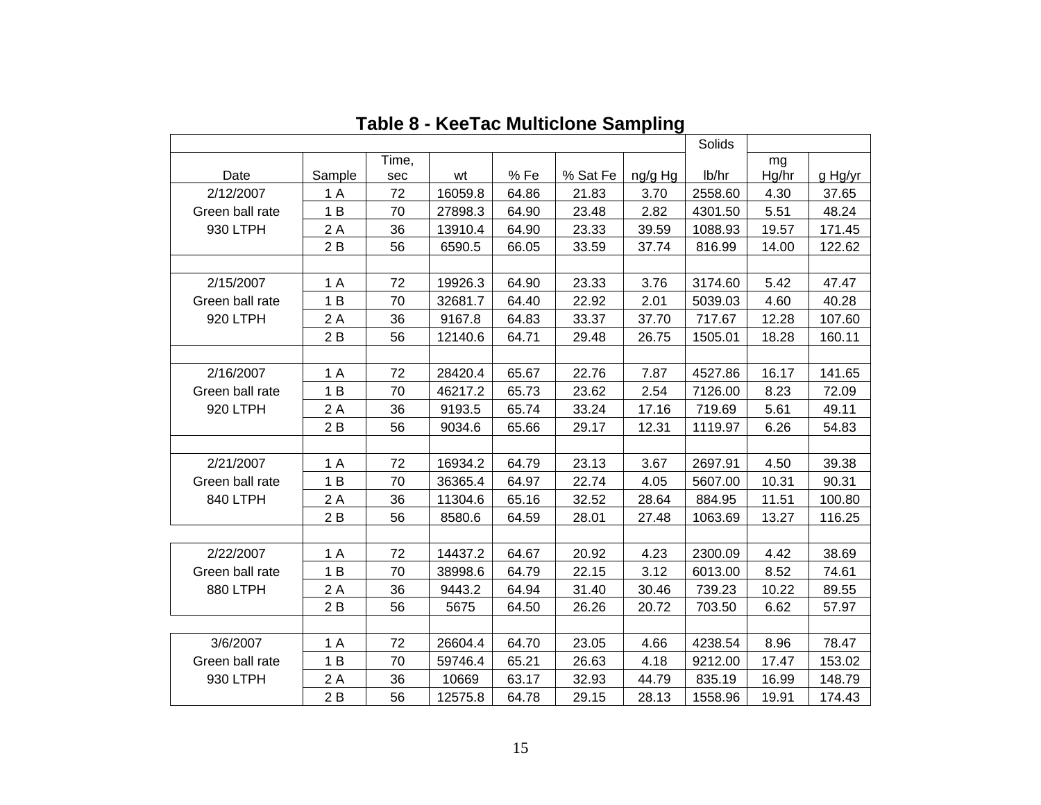**Table 8 - KeeTac Multiclone Sampling**

| | | | | | | | Solids | | |
|---|---|---|---|---|---|---|---|---|---|
| Date | Sample | Time, sec | wt | % Fe | % Sat Fe | ng/g Hg | lb/hr | mg Hg/hr | g Hg/yr |
| 2/12/2007 | 1 A | 72 | 16059.8 | 64.86 | 21.83 | 3.70 | 2558.60 | 4.30 | 37.65 |
| Green ball rate | 1 B | 70 | 27898.3 | 64.90 | 23.48 | 2.82 | 4301.50 | 5.51 | 48.24 |
| 930 LTPH | 2 A | 36 | 13910.4 | 64.90 | 23.33 | 39.59 | 1088.93 | 19.57 | 171.45 |
| | 2 B | 56 | 6590.5 | 66.05 | 33.59 | 37.74 | 816.99 | 14.00 | 122.62 |
| | | | | | | | | | |
| 2/15/2007 | 1 A | 72 | 19926.3 | 64.90 | 23.33 | 3.76 | 3174.60 | 5.42 | 47.47 |
| Green ball rate | 1 B | 70 | 32681.7 | 64.40 | 22.92 | 2.01 | 5039.03 | 4.60 | 40.28 |
| 920 LTPH | 2 A | 36 | 9167.8 | 64.83 | 33.37 | 37.70 | 717.67 | 12.28 | 107.60 |
| | 2 B | 56 | 12140.6 | 64.71 | 29.48 | 26.75 | 1505.01 | 18.28 | 160.11 |
| | | | | | | | | | |
| 2/16/2007 | 1 A | 72 | 28420.4 | 65.67 | 22.76 | 7.87 | 4527.86 | 16.17 | 141.65 |
| Green ball rate | 1 B | 70 | 46217.2 | 65.73 | 23.62 | 2.54 | 7126.00 | 8.23 | 72.09 |
| 920 LTPH | 2 A | 36 | 9193.5 | 65.74 | 33.24 | 17.16 | 719.69 | 5.61 | 49.11 |
| | 2 B | 56 | 9034.6 | 65.66 | 29.17 | 12.31 | 1119.97 | 6.26 | 54.83 |
| | | | | | | | | | |
| 2/21/2007 | 1 A | 72 | 16934.2 | 64.79 | 23.13 | 3.67 | 2697.91 | 4.50 | 39.38 |
| Green ball rate | 1 B | 70 | 36365.4 | 64.97 | 22.74 | 4.05 | 5607.00 | 10.31 | 90.31 |
| 840 LTPH | 2 A | 36 | 11304.6 | 65.16 | 32.52 | 28.64 | 884.95 | 11.51 | 100.80 |
| | 2 B | 56 | 8580.6 | 64.59 | 28.01 | 27.48 | 1063.69 | 13.27 | 116.25 |
| | | | | | | | | | |
| 2/22/2007 | 1 A | 72 | 14437.2 | 64.67 | 20.92 | 4.23 | 2300.09 | 4.42 | 38.69 |
| Green ball rate | 1 B | 70 | 38998.6 | 64.79 | 22.15 | 3.12 | 6013.00 | 8.52 | 74.61 |
| 880 LTPH | 2 A | 36 | 9443.2 | 64.94 | 31.40 | 30.46 | 739.23 | 10.22 | 89.55 |
| | 2 B | 56 | 5675 | 64.50 | 26.26 | 20.72 | 703.50 | 6.62 | 57.97 |
| | | | | | | | | | |
| 3/6/2007 | 1 A | 72 | 26604.4 | 64.70 | 23.05 | 4.66 | 4238.54 | 8.96 | 78.47 |
| Green ball rate | 1 B | 70 | 59746.4 | 65.21 | 26.63 | 4.18 | 9212.00 | 17.47 | 153.02 |
| 930 LTPH | 2 A | 36 | 10669 | 63.17 | 32.93 | 44.79 | 835.19 | 16.99 | 148.79 |
| | 2 B | 56 | 12575.8 | 64.78 | 29.15 | 28.13 | 1558.96 | 19.91 | 174.43 |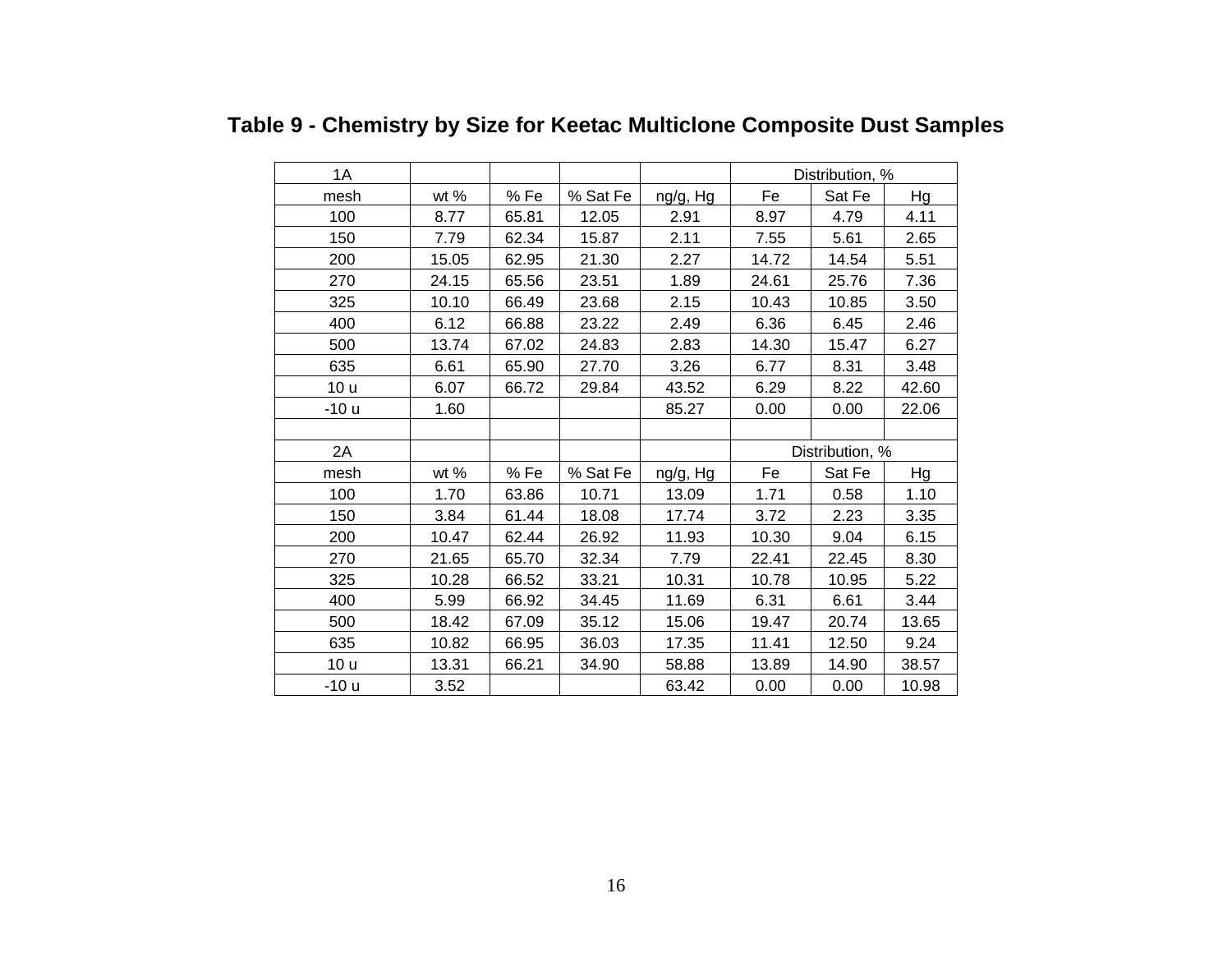# Table 9 - Chemistry by Size for Keetac Multiclone Composite Dust Samples

| 1A | | | | | Distribution, % | | |
|---|---|---|---|---|---|---|---|
| mesh | wt % | % Fe | % Sat Fe | ng/g, Hg | Fe | Sat Fe | Hg |
| 100 | 8.77 | 65.81 | 12.05 | 2.91 | 8.97 | 4.79 | 4.11 |
| 150 | 7.79 | 62.34 | 15.87 | 2.11 | 7.55 | 5.61 | 2.65 |
| 200 | 15.05 | 62.95 | 21.30 | 2.27 | 14.72 | 14.54 | 5.51 |
| 270 | 24.15 | 65.56 | 23.51 | 1.89 | 24.61 | 25.76 | 7.36 |
| 325 | 10.10 | 66.49 | 23.68 | 2.15 | 10.43 | 10.85 | 3.50 |
| 400 | 6.12 | 66.88 | 23.22 | 2.49 | 6.36 | 6.45 | 2.46 |
| 500 | 13.74 | 67.02 | 24.83 | 2.83 | 14.30 | 15.47 | 6.27 |
| 635 | 6.61 | 65.90 | 27.70 | 3.26 | 6.77 | 8.31 | 3.48 |
| 10 u | 6.07 | 66.72 | 29.84 | 43.52 | 6.29 | 8.22 | 42.60 |
| -10 u | 1.60 | | | 85.27 | 0.00 | 0.00 | 22.06 |
| | | | | | | | |
| 2A | | | | | Distribution, % | | |
| mesh | wt % | % Fe | % Sat Fe | ng/g, Hg | Fe | Sat Fe | Hg |
| 100 | 1.70 | 63.86 | 10.71 | 13.09 | 1.71 | 0.58 | 1.10 |
| 150 | 3.84 | 61.44 | 18.08 | 17.74 | 3.72 | 2.23 | 3.35 |
| 200 | 10.47 | 62.44 | 26.92 | 11.93 | 10.30 | 9.04 | 6.15 |
| 270 | 21.65 | 65.70 | 32.34 | 7.79 | 22.41 | 22.45 | 8.30 |
| 325 | 10.28 | 66.52 | 33.21 | 10.31 | 10.78 | 10.95 | 5.22 |
| 400 | 5.99 | 66.92 | 34.45 | 11.69 | 6.31 | 6.61 | 3.44 |
| 500 | 18.42 | 67.09 | 35.12 | 15.06 | 19.47 | 20.74 | 13.65 |
| 635 | 10.82 | 66.95 | 36.03 | 17.35 | 11.41 | 12.50 | 9.24 |
| 10 u | 13.31 | 66.21 | 34.90 | 58.88 | 13.89 | 14.90 | 38.57 |
| -10 u | 3.52 | | | 63.42 | 0.00 | 0.00 | 10.98 |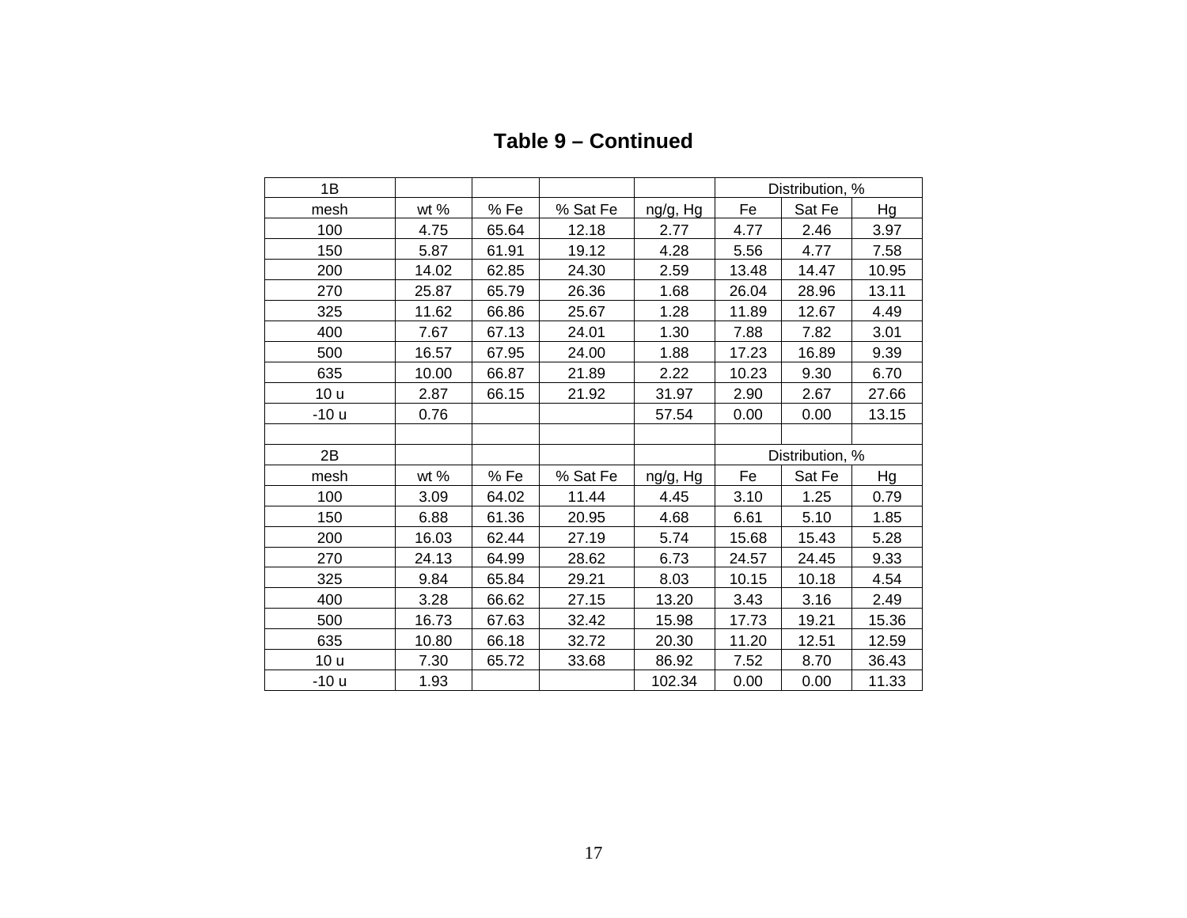## Table 9 – Continued

| 1B | | | | | Distribution, % | | |
|---|---|---|---|---|---|---|---|
| mesh | wt % | % Fe | % Sat Fe | ng/g, Hg | Fe | Sat Fe | Hg |
| 100 | 4.75 | 65.64 | 12.18 | 2.77 | 4.77 | 2.46 | 3.97 |
| 150 | 5.87 | 61.91 | 19.12 | 4.28 | 5.56 | 4.77 | 7.58 |
| 200 | 14.02 | 62.85 | 24.30 | 2.59 | 13.48 | 14.47 | 10.95 |
| 270 | 25.87 | 65.79 | 26.36 | 1.68 | 26.04 | 28.96 | 13.11 |
| 325 | 11.62 | 66.86 | 25.67 | 1.28 | 11.89 | 12.67 | 4.49 |
| 400 | 7.67 | 67.13 | 24.01 | 1.30 | 7.88 | 7.82 | 3.01 |
| 500 | 16.57 | 67.95 | 24.00 | 1.88 | 17.23 | 16.89 | 9.39 |
| 635 | 10.00 | 66.87 | 21.89 | 2.22 | 10.23 | 9.30 | 6.70 |
| 10 u | 2.87 | 66.15 | 21.92 | 31.97 | 2.90 | 2.67 | 27.66 |
| -10 u | 0.76 | | | 57.54 | 0.00 | 0.00 | 13.15 |
| | | | | | | | |
| 2B | | | | | Distribution, % | | |
| mesh | wt % | % Fe | % Sat Fe | ng/g, Hg | Fe | Sat Fe | Hg |
| 100 | 3.09 | 64.02 | 11.44 | 4.45 | 3.10 | 1.25 | 0.79 |
| 150 | 6.88 | 61.36 | 20.95 | 4.68 | 6.61 | 5.10 | 1.85 |
| 200 | 16.03 | 62.44 | 27.19 | 5.74 | 15.68 | 15.43 | 5.28 |
| 270 | 24.13 | 64.99 | 28.62 | 6.73 | 24.57 | 24.45 | 9.33 |
| 325 | 9.84 | 65.84 | 29.21 | 8.03 | 10.15 | 10.18 | 4.54 |
| 400 | 3.28 | 66.62 | 27.15 | 13.20 | 3.43 | 3.16 | 2.49 |
| 500 | 16.73 | 67.63 | 32.42 | 15.98 | 17.73 | 19.21 | 15.36 |
| 635 | 10.80 | 66.18 | 32.72 | 20.30 | 11.20 | 12.51 | 12.59 |
| 10 u | 7.30 | 65.72 | 33.68 | 86.92 | 7.52 | 8.70 | 36.43 |
| -10 u | 1.93 | | | 102.34 | 0.00 | 0.00 | 11.33 |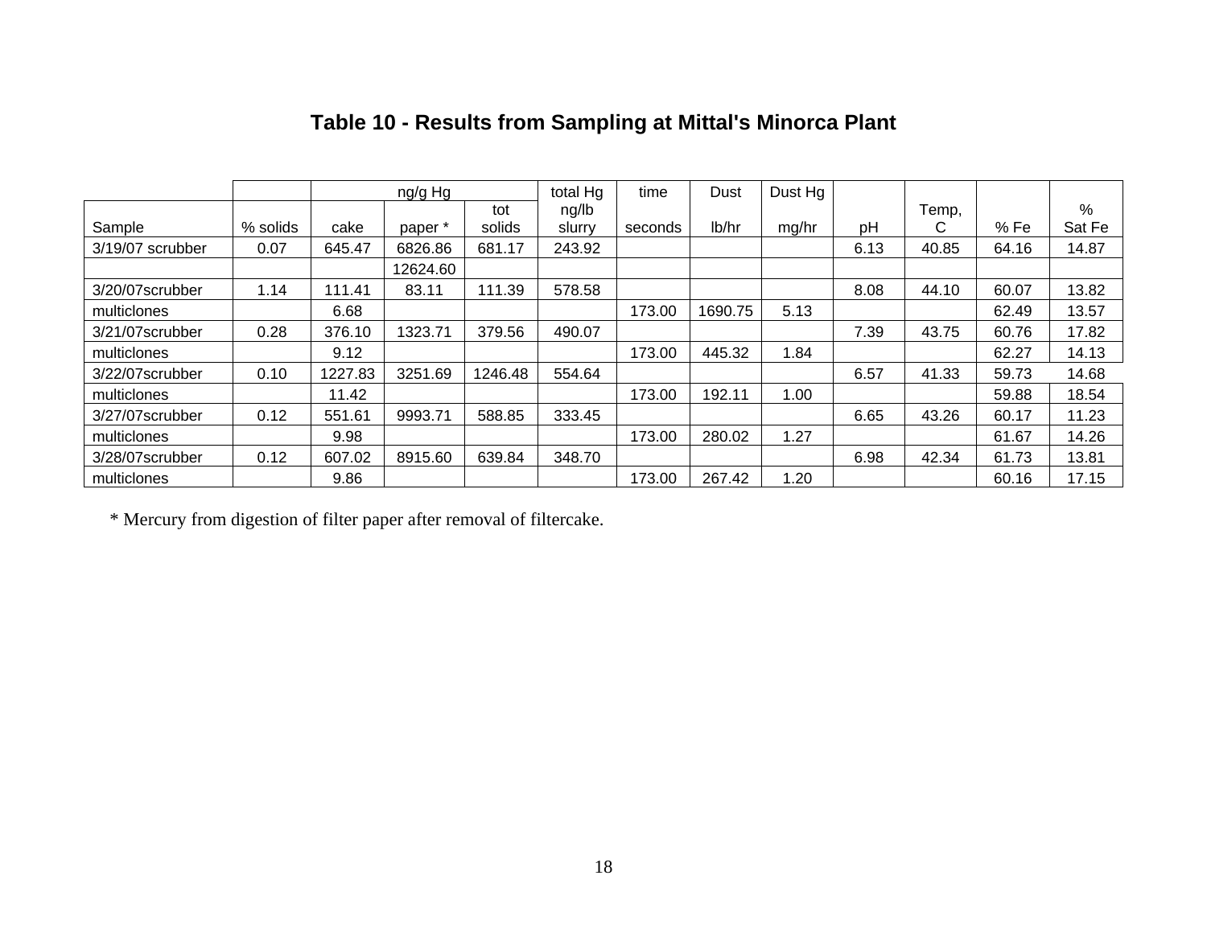# Table 10 - Results from Sampling at Mittal's Minorca Plant

| | | ng/g Hg | | | total Hg | time | Dust | Dust Hg | | | | |
|---|---|---|---|---|---|---|---|---|---|---|---|---|
| Sample | % solids | cake | paper * | tot solids | ng/lb slurry | seconds | lb/hr | mg/hr | pH | Temp, C | % Fe | % Sat Fe |
| 3/19/07 scrubber | 0.07 | 645.47 | 6826.86 | 681.17 | 243.92 | | | | 6.13 | 40.85 | 64.16 | 14.87 |
| | | | 12624.60 | | | | | | | | | |
| 3/20/07scrubber | 1.14 | 111.41 | 83.11 | 111.39 | 578.58 | | | | 8.08 | 44.10 | 60.07 | 13.82 |
| multiclones | | 6.68 | | | | 173.00 | 1690.75 | 5.13 | | | 62.49 | 13.57 |
| 3/21/07scrubber | 0.28 | 376.10 | 1323.71 | 379.56 | 490.07 | | | | 7.39 | 43.75 | 60.76 | 17.82 |
| multiclones | | 9.12 | | | | 173.00 | 445.32 | 1.84 | | | 62.27 | 14.13 |
| 3/22/07scrubber | 0.10 | 1227.83 | 3251.69 | 1246.48 | 554.64 | | | | 6.57 | 41.33 | 59.73 | 14.68 |
| multiclones | | 11.42 | | | | 173.00 | 192.11 | 1.00 | | | 59.88 | 18.54 |
| 3/27/07scrubber | 0.12 | 551.61 | 9993.71 | 588.85 | 333.45 | | | | 6.65 | 43.26 | 60.17 | 11.23 |
| multiclones | | 9.98 | | | | 173.00 | 280.02 | 1.27 | | | 61.67 | 14.26 |
| 3/28/07scrubber | 0.12 | 607.02 | 8915.60 | 639.84 | 348.70 | | | | 6.98 | 42.34 | 61.73 | 13.81 |
| multiclones | | 9.86 | | | | 173.00 | 267.42 | 1.20 | | | 60.16 | 17.15 |

* Mercury from digestion of filter paper after removal of filtercake.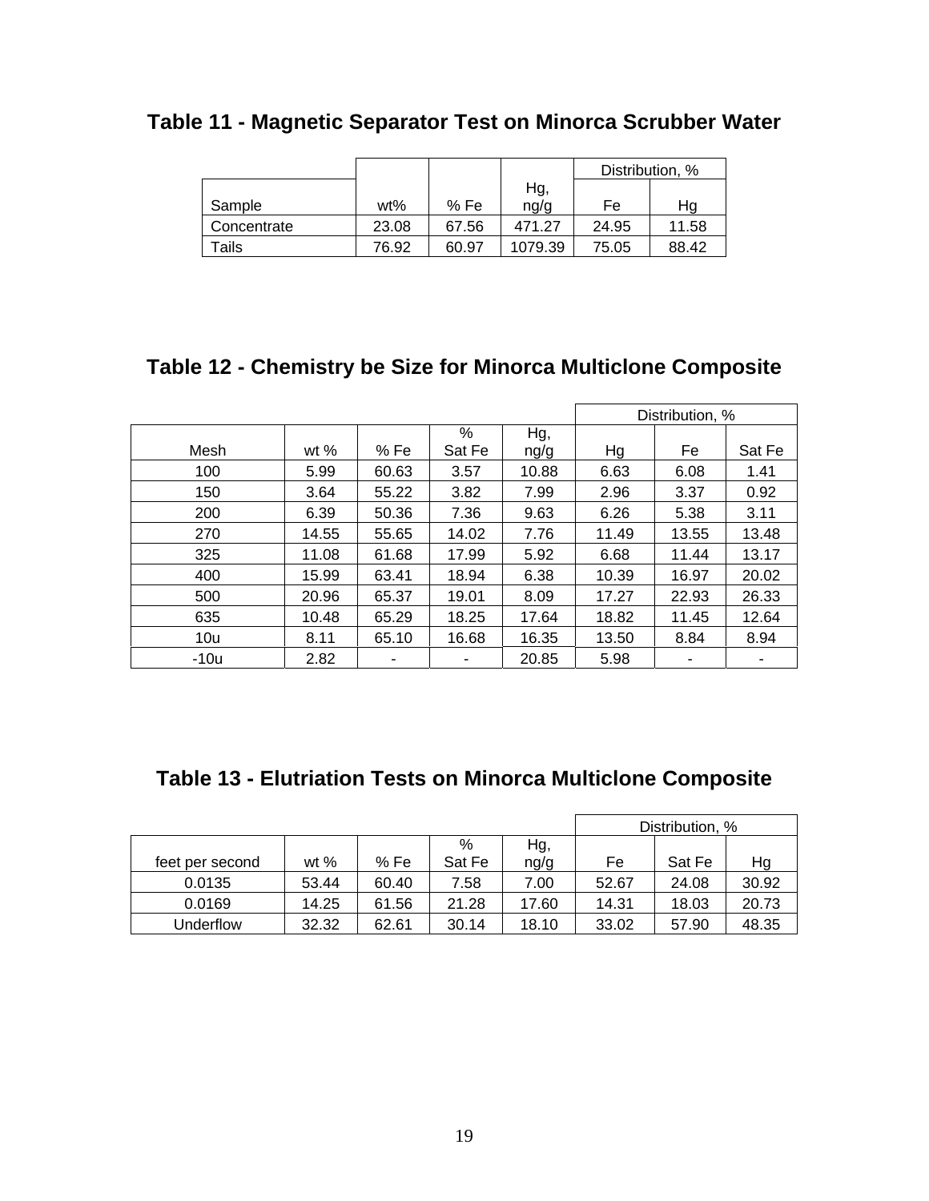## Table 11 - Magnetic Separator Test on Minorca Scrubber Water

| | | | | Distribution, % | |
|---|---|---|---|---|---|
| Sample | wt% | % Fe | Hg, ng/g | Fe | Hg |
| Concentrate | 23.08 | 67.56 | 471.27 | 24.95 | 11.58 |
| Tails | 76.92 | 60.97 | 1079.39 | 75.05 | 88.42 |

## Table 12 - Chemistry be Size for Minorca Multiclone Composite

| | | | | | Distribution, % | | |
|---|---|---|---|---|---|---|---|
| Mesh | wt % | % Fe | % Sat Fe | Hg, ng/g | Hg | Fe | Sat Fe |
| 100 | 5.99 | 60.63 | 3.57 | 10.88 | 6.63 | 6.08 | 1.41 |
| 150 | 3.64 | 55.22 | 3.82 | 7.99 | 2.96 | 3.37 | 0.92 |
| 200 | 6.39 | 50.36 | 7.36 | 9.63 | 6.26 | 5.38 | 3.11 |
| 270 | 14.55 | 55.65 | 14.02 | 7.76 | 11.49 | 13.55 | 13.48 |
| 325 | 11.08 | 61.68 | 17.99 | 5.92 | 6.68 | 11.44 | 13.17 |
| 400 | 15.99 | 63.41 | 18.94 | 6.38 | 10.39 | 16.97 | 20.02 |
| 500 | 20.96 | 65.37 | 19.01 | 8.09 | 17.27 | 22.93 | 26.33 |
| 635 | 10.48 | 65.29 | 18.25 | 17.64 | 18.82 | 11.45 | 12.64 |
| 10u | 8.11 | 65.10 | 16.68 | 16.35 | 13.50 | 8.84 | 8.94 |
| -10u | 2.82 | - | - | 20.85 | 5.98 | - | - |

## Table 13 - Elutriation Tests on Minorca Multiclone Composite

| | | | | | Distribution, % | | |
|---|---|---|---|---|---|---|---|
| feet per second | wt % | % Fe | % Sat Fe | Hg, ng/g | Fe | Sat Fe | Hg |
| 0.0135 | 53.44 | 60.40 | 7.58 | 7.00 | 52.67 | 24.08 | 30.92 |
| 0.0169 | 14.25 | 61.56 | 21.28 | 17.60 | 14.31 | 18.03 | 20.73 |
| Underflow | 32.32 | 62.61 | 30.14 | 18.10 | 33.02 | 57.90 | 48.35 |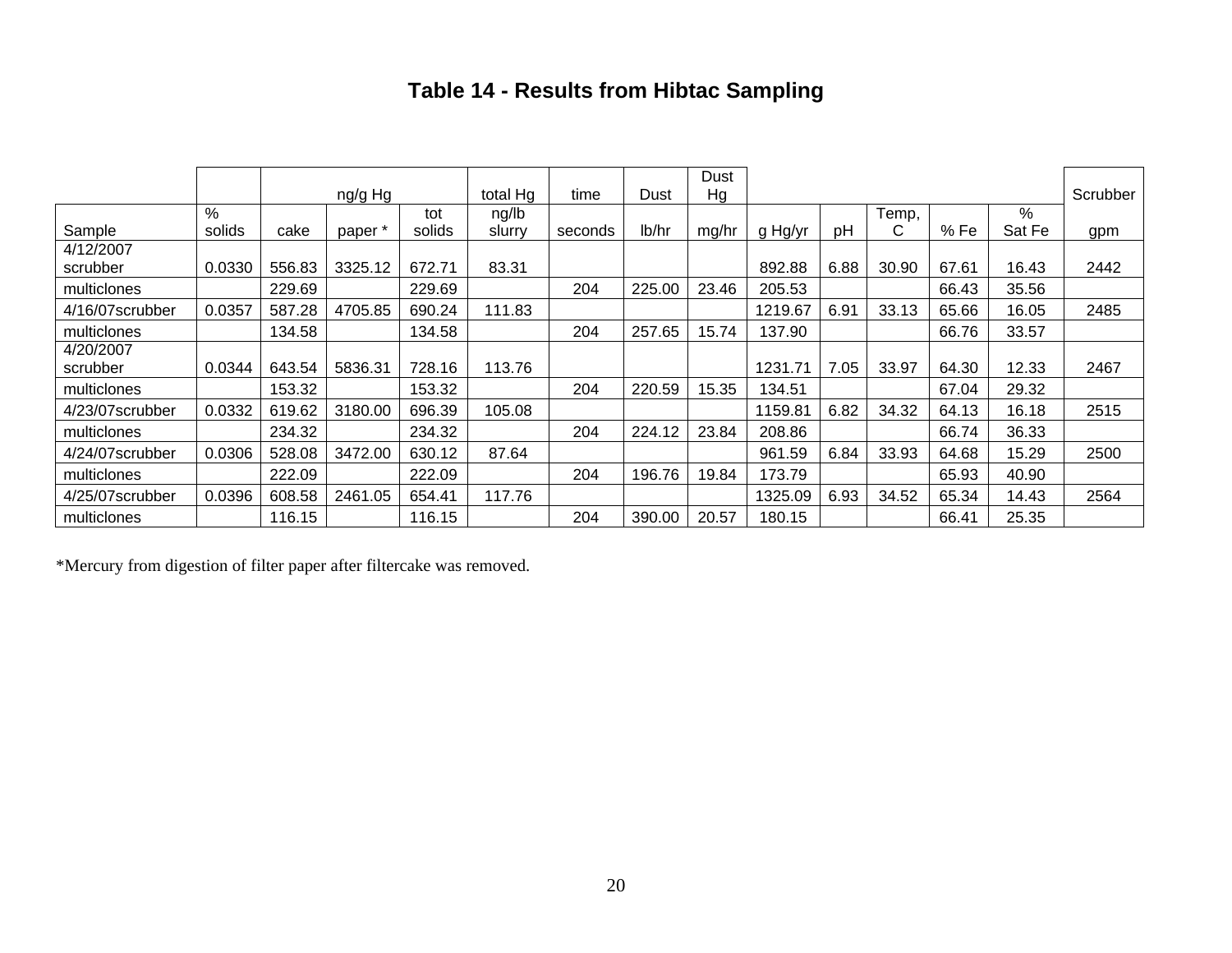# Table 14 - Results from Hibtac Sampling

| | | ng/g Hg | | | total Hg | time | Dust | Dust Hg | | | | | | Scrubber |
|---|---|---|---|---|---|---|---|---|---|---|---|---|---|---|
| Sample | % solids | cake | paper * | tot solids | ng/lb slurry | seconds | lb/hr | mg/hr | g Hg/yr | pH | Temp, C | % Fe | % Sat Fe | gpm |
| 4/12/2007 scrubber | 0.0330 | 556.83 | 3325.12 | 672.71 | 83.31 | | | | 892.88 | 6.88 | 30.90 | 67.61 | 16.43 | 2442 |
| multiclones | | 229.69 | | 229.69 | | 204 | 225.00 | 23.46 | 205.53 | | | 66.43 | 35.56 | |
| 4/16/07scrubber | 0.0357 | 587.28 | 4705.85 | 690.24 | 111.83 | | | | 1219.67 | 6.91 | 33.13 | 65.66 | 16.05 | 2485 |
| multiclones | | 134.58 | | 134.58 | | 204 | 257.65 | 15.74 | 137.90 | | | 66.76 | 33.57 | |
| 4/20/2007 scrubber | 0.0344 | 643.54 | 5836.31 | 728.16 | 113.76 | | | | 1231.71 | 7.05 | 33.97 | 64.30 | 12.33 | 2467 |
| multiclones | | 153.32 | | 153.32 | | 204 | 220.59 | 15.35 | 134.51 | | | 67.04 | 29.32 | |
| 4/23/07scrubber | 0.0332 | 619.62 | 3180.00 | 696.39 | 105.08 | | | | 1159.81 | 6.82 | 34.32 | 64.13 | 16.18 | 2515 |
| multiclones | | 234.32 | | 234.32 | | 204 | 224.12 | 23.84 | 208.86 | | | 66.74 | 36.33 | |
| 4/24/07scrubber | 0.0306 | 528.08 | 3472.00 | 630.12 | 87.64 | | | | 961.59 | 6.84 | 33.93 | 64.68 | 15.29 | 2500 |
| multiclones | | 222.09 | | 222.09 | | 204 | 196.76 | 19.84 | 173.79 | | | 65.93 | 40.90 | |
| 4/25/07scrubber | 0.0396 | 608.58 | 2461.05 | 654.41 | 117.76 | | | | 1325.09 | 6.93 | 34.52 | 65.34 | 14.43 | 2564 |
| multiclones | | 116.15 | | 116.15 | | 204 | 390.00 | 20.57 | 180.15 | | | 66.41 | 25.35 | |

*Mercury from digestion of filter paper after filtercake was removed.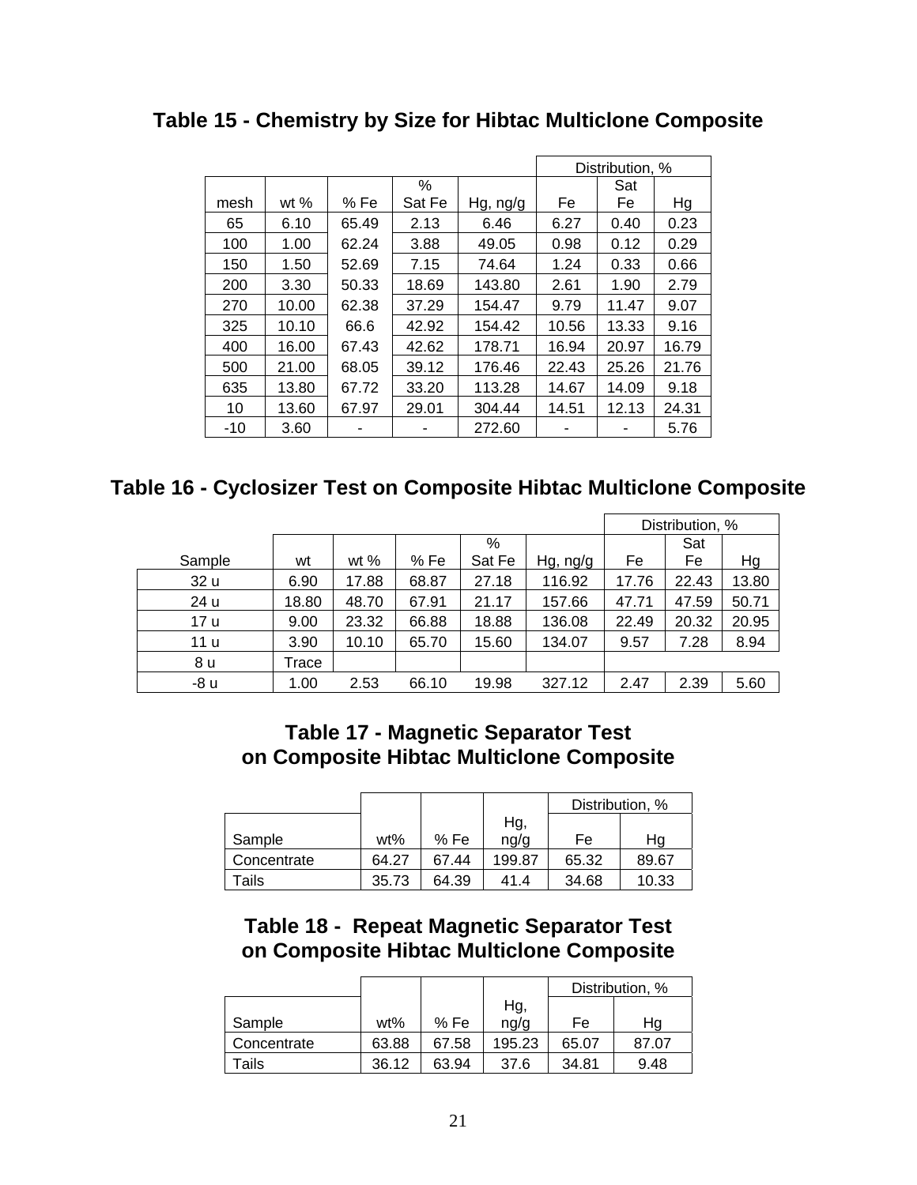## Table 15 - Chemistry by Size for Hibtac Multiclone Composite

| mesh | wt % | % Fe | % Sat Fe | Hg, ng/g | Distribution, % Fe | Distribution, % Sat Fe | Distribution, % Hg |
|---|---|---|---|---|---|---|---|
| 65 | 6.10 | 65.49 | 2.13 | 6.46 | 6.27 | 0.40 | 0.23 |
| 100 | 1.00 | 62.24 | 3.88 | 49.05 | 0.98 | 0.12 | 0.29 |
| 150 | 1.50 | 52.69 | 7.15 | 74.64 | 1.24 | 0.33 | 0.66 |
| 200 | 3.30 | 50.33 | 18.69 | 143.80 | 2.61 | 1.90 | 2.79 |
| 270 | 10.00 | 62.38 | 37.29 | 154.47 | 9.79 | 11.47 | 9.07 |
| 325 | 10.10 | 66.6 | 42.92 | 154.42 | 10.56 | 13.33 | 9.16 |
| 400 | 16.00 | 67.43 | 42.62 | 178.71 | 16.94 | 20.97 | 16.79 |
| 500 | 21.00 | 68.05 | 39.12 | 176.46 | 22.43 | 25.26 | 21.76 |
| 635 | 13.80 | 67.72 | 33.20 | 113.28 | 14.67 | 14.09 | 9.18 |
| 10 | 13.60 | 67.97 | 29.01 | 304.44 | 14.51 | 12.13 | 24.31 |
| -10 | 3.60 | - | - | 272.60 | - | - | 5.76 |

## Table 16 - Cyclosizer Test on Composite Hibtac Multiclone Composite

| Sample | wt | wt % | % Fe | % Sat Fe | Hg, ng/g | Distribution, % Fe | Distribution, % Sat Fe | Distribution, % Hg |
|---|---|---|---|---|---|---|---|---|
| 32 u | 6.90 | 17.88 | 68.87 | 27.18 | 116.92 | 17.76 | 22.43 | 13.80 |
| 24 u | 18.80 | 48.70 | 67.91 | 21.17 | 157.66 | 47.71 | 47.59 | 50.71 |
| 17 u | 9.00 | 23.32 | 66.88 | 18.88 | 136.08 | 22.49 | 20.32 | 20.95 |
| 11 u | 3.90 | 10.10 | 65.70 | 15.60 | 134.07 | 9.57 | 7.28 | 8.94 |
| 8 u | Trace | | | | | | | |
| -8 u | 1.00 | 2.53 | 66.10 | 19.98 | 327.12 | 2.47 | 2.39 | 5.60 |

## Table 17 - Magnetic Separator Test on Composite Hibtac Multiclone Composite

| Sample | wt% | % Fe | Hg, ng/g | Distribution, % Fe | Distribution, % Hg |
|---|---|---|---|---|---|
| Concentrate | 64.27 | 67.44 | 199.87 | 65.32 | 89.67 |
| Tails | 35.73 | 64.39 | 41.4 | 34.68 | 10.33 |

## Table 18 - Repeat Magnetic Separator Test on Composite Hibtac Multiclone Composite

| Sample | wt% | % Fe | Hg, ng/g | Distribution, % Fe | Distribution, % Hg |
|---|---|---|---|---|---|
| Concentrate | 63.88 | 67.58 | 195.23 | 65.07 | 87.07 |
| Tails | 36.12 | 63.94 | 37.6 | 34.81 | 9.48 |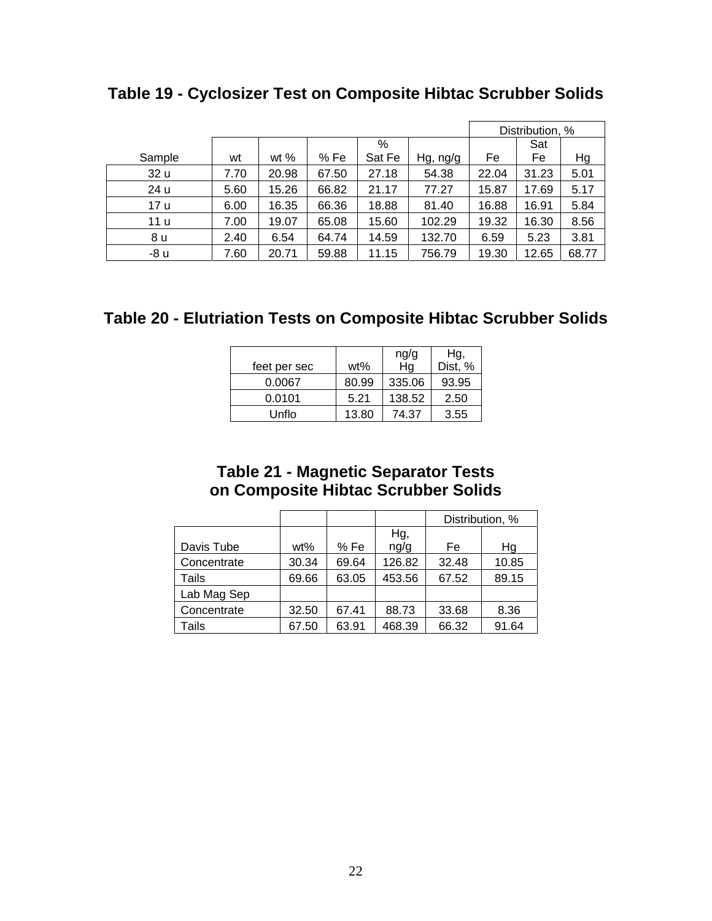## Table 19 - Cyclosizer Test on Composite Hibtac Scrubber Solids

| | | | | | | Distribution, % | | |
|---|---|---|---|---|---|---|---|---|
| Sample | wt | wt % | % Fe | % Sat Fe | Hg, ng/g | Fe | Sat Fe | Hg |
| 32 u | 7.70 | 20.98 | 67.50 | 27.18 | 54.38 | 22.04 | 31.23 | 5.01 |
| 24 u | 5.60 | 15.26 | 66.82 | 21.17 | 77.27 | 15.87 | 17.69 | 5.17 |
| 17 u | 6.00 | 16.35 | 66.36 | 18.88 | 81.40 | 16.88 | 16.91 | 5.84 |
| 11 u | 7.00 | 19.07 | 65.08 | 15.60 | 102.29 | 19.32 | 16.30 | 8.56 |
| 8 u | 2.40 | 6.54 | 64.74 | 14.59 | 132.70 | 6.59 | 5.23 | 3.81 |
| -8 u | 7.60 | 20.71 | 59.88 | 11.15 | 756.79 | 19.30 | 12.65 | 68.77 |

## Table 20 - Elutriation Tests on Composite Hibtac Scrubber Solids

| feet per sec | wt% | ng/g Hg | Hg, Dist, % |
|---|---|---|---|
| 0.0067 | 80.99 | 335.06 | 93.95 |
| 0.0101 | 5.21 | 138.52 | 2.50 |
| Unflo | 13.80 | 74.37 | 3.55 |

## Table 21 - Magnetic Separator Tests on Composite Hibtac Scrubber Solids

| | | | | Distribution, % | |
|---|---|---|---|---|---|
| Davis Tube | wt% | % Fe | Hg, ng/g | Fe | Hg |
| Concentrate | 30.34 | 69.64 | 126.82 | 32.48 | 10.85 |
| Tails | 69.66 | 63.05 | 453.56 | 67.52 | 89.15 |
| Lab Mag Sep | | | | | |
| Concentrate | 32.50 | 67.41 | 88.73 | 33.68 | 8.36 |
| Tails | 67.50 | 63.91 | 468.39 | 66.32 | 91.64 |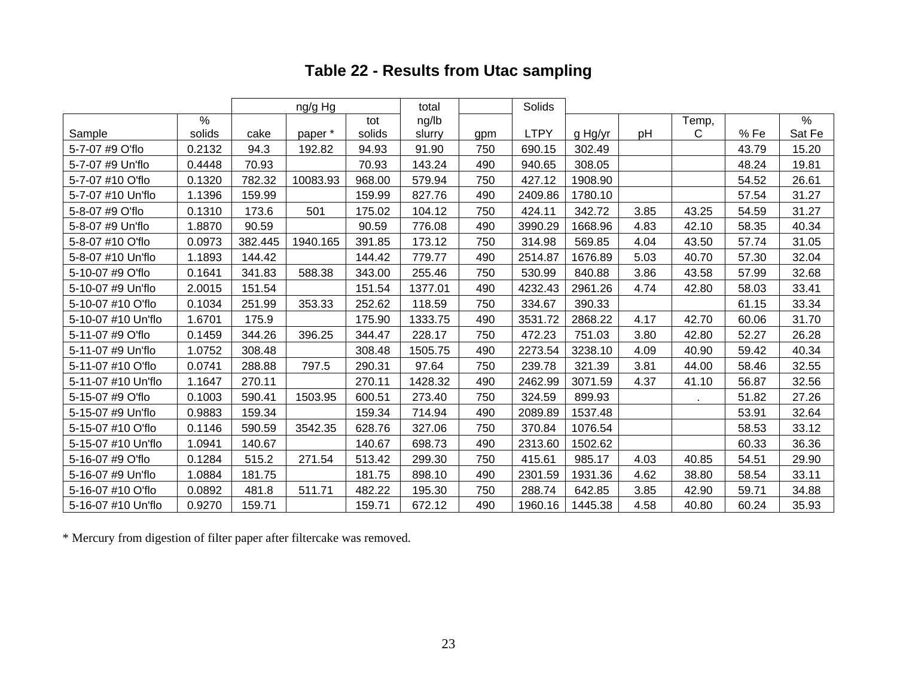## Table 22 - Results from Utac sampling

| | | ng/g Hg | | | total | | Solids | | | | | |
|---|---|---|---|---|---|---|---|---|---|---|---|---|
| Sample | % solids | cake | paper * | tot solids | ng/lb slurry | gpm | LTPY | g Hg/yr | pH | Temp, C | % Fe | % Sat Fe |
| 5-7-07 #9 O'flo | 0.2132 | 94.3 | 192.82 | 94.93 | 91.90 | 750 | 690.15 | 302.49 | | | 43.79 | 15.20 |
| 5-7-07 #9 Un'flo | 0.4448 | 70.93 | | 70.93 | 143.24 | 490 | 940.65 | 308.05 | | | 48.24 | 19.81 |
| 5-7-07 #10 O'flo | 0.1320 | 782.32 | 10083.93 | 968.00 | 579.94 | 750 | 427.12 | 1908.90 | | | 54.52 | 26.61 |
| 5-7-07 #10 Un'flo | 1.1396 | 159.99 | | 159.99 | 827.76 | 490 | 2409.86 | 1780.10 | | | 57.54 | 31.27 |
| 5-8-07 #9 O'flo | 0.1310 | 173.6 | 501 | 175.02 | 104.12 | 750 | 424.11 | 342.72 | 3.85 | 43.25 | 54.59 | 31.27 |
| 5-8-07 #9 Un'flo | 1.8870 | 90.59 | | 90.59 | 776.08 | 490 | 3990.29 | 1668.96 | 4.83 | 42.10 | 58.35 | 40.34 |
| 5-8-07 #10 O'flo | 0.0973 | 382.445 | 1940.165 | 391.85 | 173.12 | 750 | 314.98 | 569.85 | 4.04 | 43.50 | 57.74 | 31.05 |
| 5-8-07 #10 Un'flo | 1.1893 | 144.42 | | 144.42 | 779.77 | 490 | 2514.87 | 1676.89 | 5.03 | 40.70 | 57.30 | 32.04 |
| 5-10-07 #9 O'flo | 0.1641 | 341.83 | 588.38 | 343.00 | 255.46 | 750 | 530.99 | 840.88 | 3.86 | 43.58 | 57.99 | 32.68 |
| 5-10-07 #9 Un'flo | 2.0015 | 151.54 | | 151.54 | 1377.01 | 490 | 4232.43 | 2961.26 | 4.74 | 42.80 | 58.03 | 33.41 |
| 5-10-07 #10 O'flo | 0.1034 | 251.99 | 353.33 | 252.62 | 118.59 | 750 | 334.67 | 390.33 | | | 61.15 | 33.34 |
| 5-10-07 #10 Un'flo | 1.6701 | 175.9 | | 175.90 | 1333.75 | 490 | 3531.72 | 2868.22 | 4.17 | 42.70 | 60.06 | 31.70 |
| 5-11-07 #9 O'flo | 0.1459 | 344.26 | 396.25 | 344.47 | 228.17 | 750 | 472.23 | 751.03 | 3.80 | 42.80 | 52.27 | 26.28 |
| 5-11-07 #9 Un'flo | 1.0752 | 308.48 | | 308.48 | 1505.75 | 490 | 2273.54 | 3238.10 | 4.09 | 40.90 | 59.42 | 40.34 |
| 5-11-07 #10 O'flo | 0.0741 | 288.88 | 797.5 | 290.31 | 97.64 | 750 | 239.78 | 321.39 | 3.81 | 44.00 | 58.46 | 32.55 |
| 5-11-07 #10 Un'flo | 1.1647 | 270.11 | | 270.11 | 1428.32 | 490 | 2462.99 | 3071.59 | 4.37 | 41.10 | 56.87 | 32.56 |
| 5-15-07 #9 O'flo | 0.1003 | 590.41 | 1503.95 | 600.51 | 273.40 | 750 | 324.59 | 899.93 | | . | 51.82 | 27.26 |
| 5-15-07 #9 Un'flo | 0.9883 | 159.34 | | 159.34 | 714.94 | 490 | 2089.89 | 1537.48 | | | 53.91 | 32.64 |
| 5-15-07 #10 O'flo | 0.1146 | 590.59 | 3542.35 | 628.76 | 327.06 | 750 | 370.84 | 1076.54 | | | 58.53 | 33.12 |
| 5-15-07 #10 Un'flo | 1.0941 | 140.67 | | 140.67 | 698.73 | 490 | 2313.60 | 1502.62 | | | 60.33 | 36.36 |
| 5-16-07 #9 O'flo | 0.1284 | 515.2 | 271.54 | 513.42 | 299.30 | 750 | 415.61 | 985.17 | 4.03 | 40.85 | 54.51 | 29.90 |
| 5-16-07 #9 Un'flo | 1.0884 | 181.75 | | 181.75 | 898.10 | 490 | 2301.59 | 1931.36 | 4.62 | 38.80 | 58.54 | 33.11 |
| 5-16-07 #10 O'flo | 0.0892 | 481.8 | 511.71 | 482.22 | 195.30 | 750 | 288.74 | 642.85 | 3.85 | 42.90 | 59.71 | 34.88 |
| 5-16-07 #10 Un'flo | 0.9270 | 159.71 | | 159.71 | 672.12 | 490 | 1960.16 | 1445.38 | 4.58 | 40.80 | 60.24 | 35.93 |

* Mercury from digestion of filter paper after filtercake was removed.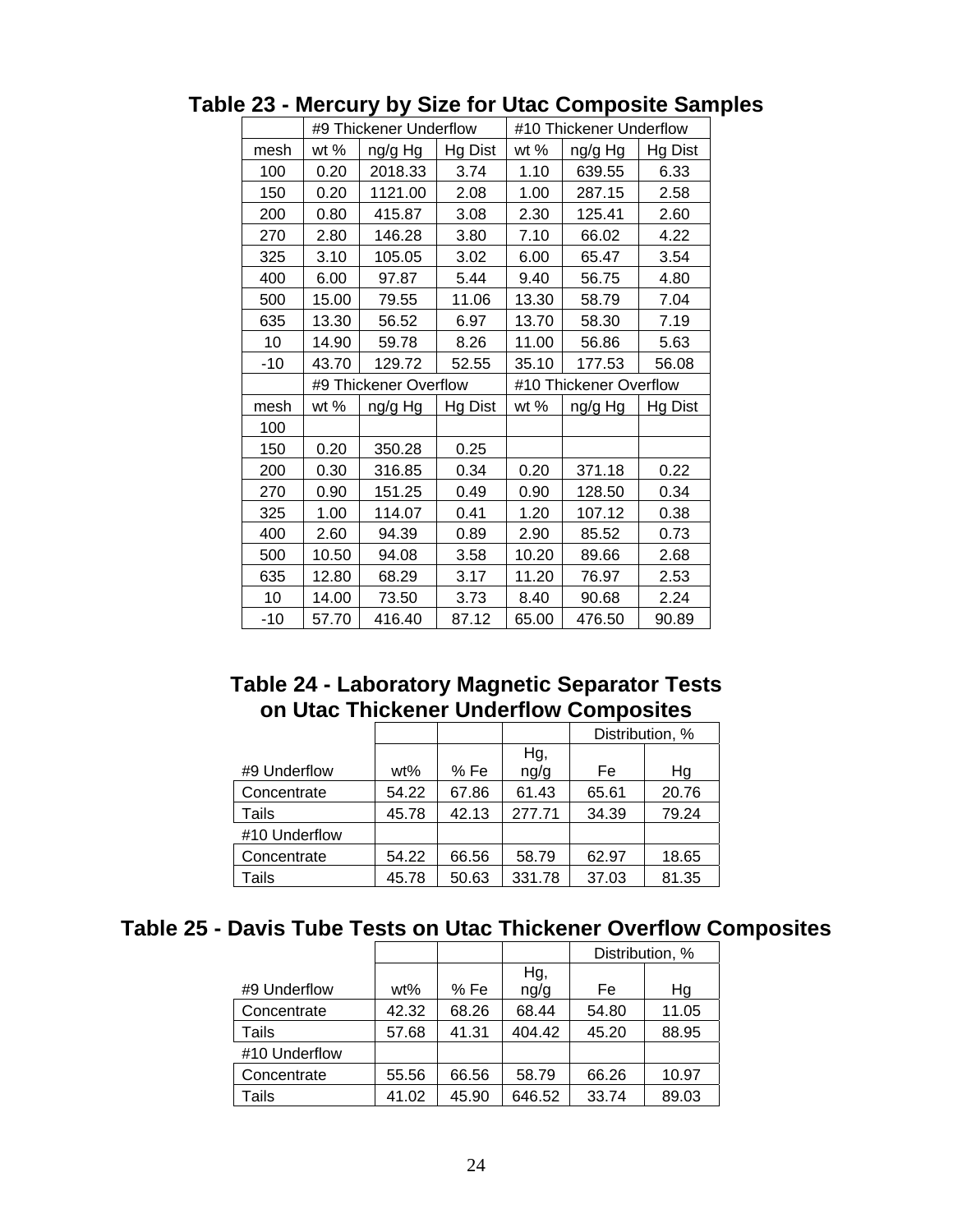## Table 23 - Mercury by Size for Utac Composite Samples

| | #9 Thickener Underflow | | | #10 Thickener Underflow | | |
|---|---|---|---|---|---|---|
| mesh | wt % | ng/g Hg | Hg Dist | wt % | ng/g Hg | Hg Dist |
| 100 | 0.20 | 2018.33 | 3.74 | 1.10 | 639.55 | 6.33 |
| 150 | 0.20 | 1121.00 | 2.08 | 1.00 | 287.15 | 2.58 |
| 200 | 0.80 | 415.87 | 3.08 | 2.30 | 125.41 | 2.60 |
| 270 | 2.80 | 146.28 | 3.80 | 7.10 | 66.02 | 4.22 |
| 325 | 3.10 | 105.05 | 3.02 | 6.00 | 65.47 | 3.54 |
| 400 | 6.00 | 97.87 | 5.44 | 9.40 | 56.75 | 4.80 |
| 500 | 15.00 | 79.55 | 11.06 | 13.30 | 58.79 | 7.04 |
| 635 | 13.30 | 56.52 | 6.97 | 13.70 | 58.30 | 7.19 |
| 10 | 14.90 | 59.78 | 8.26 | 11.00 | 56.86 | 5.63 |
| -10 | 43.70 | 129.72 | 52.55 | 35.10 | 177.53 | 56.08 |
| | #9 Thickener Overflow | | | #10 Thickener Overflow | | |
| mesh | wt % | ng/g Hg | Hg Dist | wt % | ng/g Hg | Hg Dist |
| 100 | | | | | | |
| 150 | 0.20 | 350.28 | 0.25 | | | |
| 200 | 0.30 | 316.85 | 0.34 | 0.20 | 371.18 | 0.22 |
| 270 | 0.90 | 151.25 | 0.49 | 0.90 | 128.50 | 0.34 |
| 325 | 1.00 | 114.07 | 0.41 | 1.20 | 107.12 | 0.38 |
| 400 | 2.60 | 94.39 | 0.89 | 2.90 | 85.52 | 0.73 |
| 500 | 10.50 | 94.08 | 3.58 | 10.20 | 89.66 | 2.68 |
| 635 | 12.80 | 68.29 | 3.17 | 11.20 | 76.97 | 2.53 |
| 10 | 14.00 | 73.50 | 3.73 | 8.40 | 90.68 | 2.24 |
| -10 | 57.70 | 416.40 | 87.12 | 65.00 | 476.50 | 90.89 |

## Table 24 - Laboratory Magnetic Separator Tests on Utac Thickener Underflow Composites

| | | | | Distribution, % | |
|---|---|---|---|---|---|
| #9 Underflow | wt% | % Fe | Hg, ng/g | Fe | Hg |
| Concentrate | 54.22 | 67.86 | 61.43 | 65.61 | 20.76 |
| Tails | 45.78 | 42.13 | 277.71 | 34.39 | 79.24 |
| #10 Underflow | | | | | |
| Concentrate | 54.22 | 66.56 | 58.79 | 62.97 | 18.65 |
| Tails | 45.78 | 50.63 | 331.78 | 37.03 | 81.35 |

## Table 25 - Davis Tube Tests on Utac Thickener Overflow Composites

| | | | | Distribution, % | |
|---|---|---|---|---|---|
| #9 Underflow | wt% | % Fe | Hg, ng/g | Fe | Hg |
| Concentrate | 42.32 | 68.26 | 68.44 | 54.80 | 11.05 |
| Tails | 57.68 | 41.31 | 404.42 | 45.20 | 88.95 |
| #10 Underflow | | | | | |
| Concentrate | 55.56 | 66.56 | 58.79 | 66.26 | 10.97 |
| Tails | 41.02 | 45.90 | 646.52 | 33.74 | 89.03 |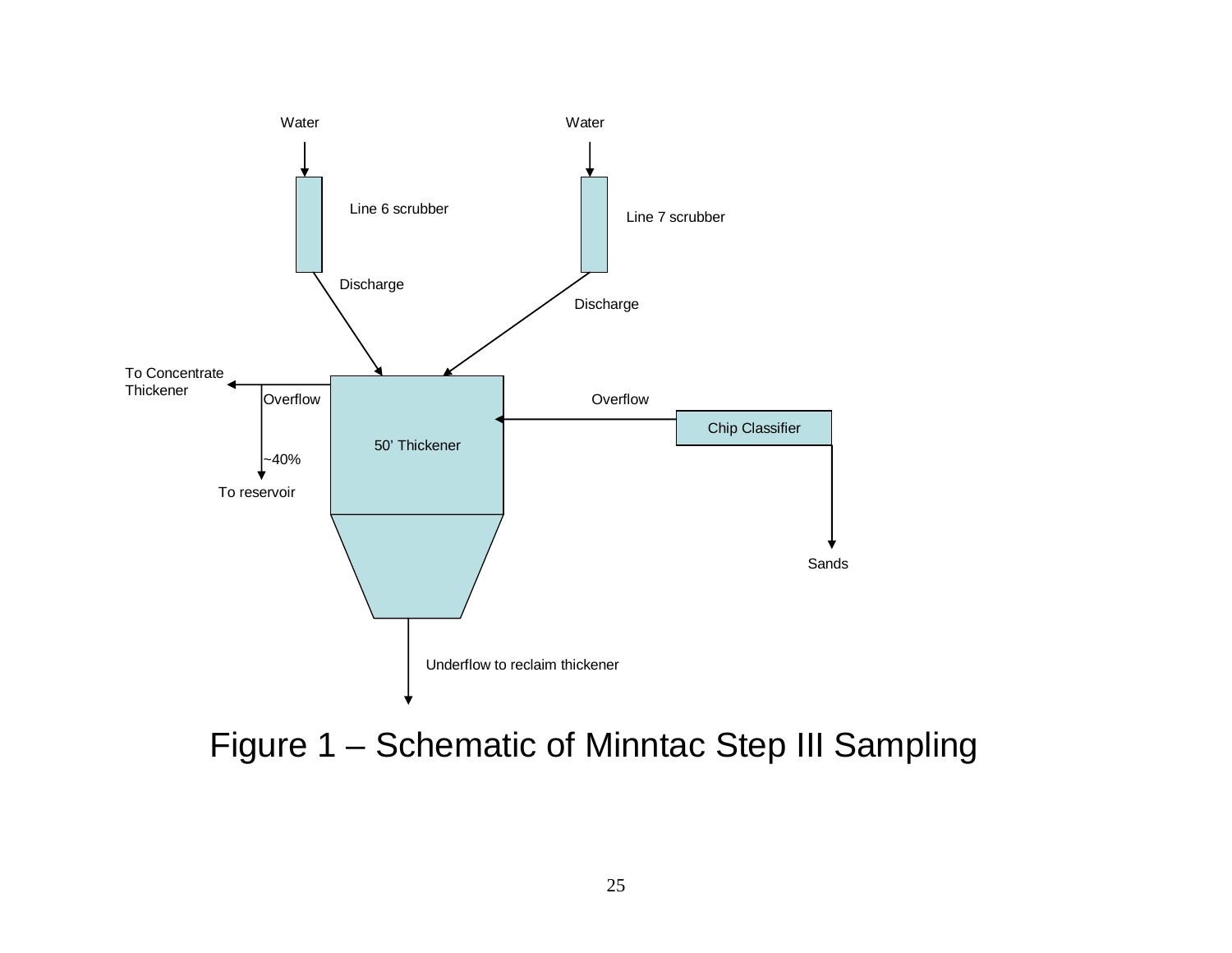Water

Water

Line 6 scrubber

Line 7 scrubber

Discharge

Discharge

To Concentrate Thickener

Overflow

50' Thickener

Overflow

Chip Classifier

~40%

To reservoir

Sands

Underflow to reclaim thickener

Figure 1 – Schematic of Minntac Step III Sampling